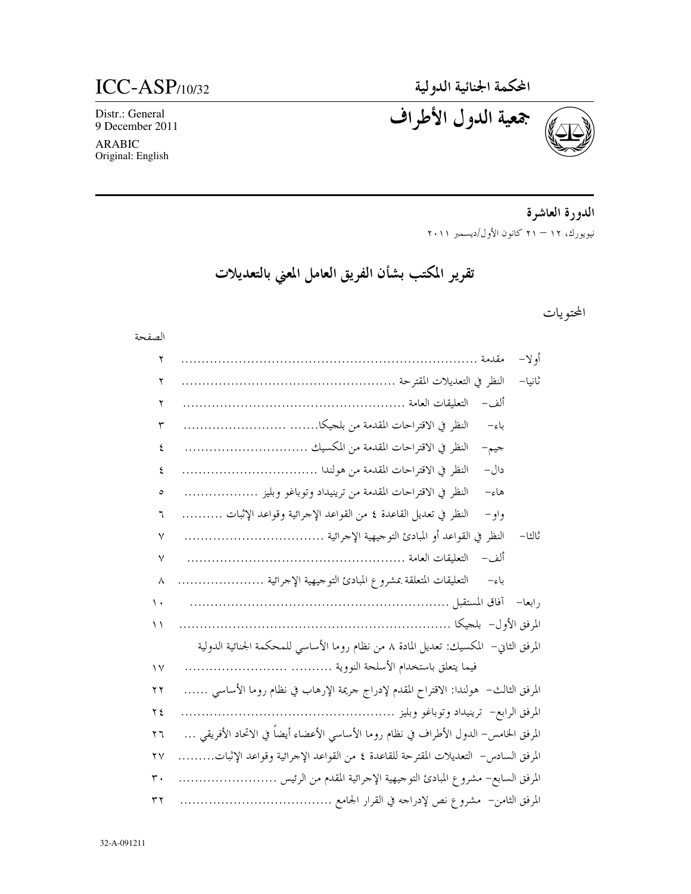ICC-ASP/10/32

Distr.: General
9 December 2011

ARABIC
Original: English

المحكمة الجنائية الدولية

# جمعية الدول الأطراف

## الدورة العاشرة

نيويورك، ١٢ – ٢١ كانون الأول/ديسمبر ٢٠١١

# تقرير المكتب بشأن الفريق العامل المعني بالتعديلات

المحتويات

| | الصفحة |
|---|---|
| أولا– مقدمة | ٢ |
| ثانيا– النظر في التعديلات المقترحة | ٢ |
| ألف– التعليقات العامة | ٢ |
| باء– النظر في الاقتراحات المقدمة من بلجيكا | ٣ |
| جيم– النظر في الاقتراحات المقدمة من المكسيك | ٤ |
| دال– النظر في الاقتراحات المقدمة من هولندا | ٤ |
| هاء– النظر في الاقتراحات المقدمة من ترينيداد وتوباغو وبليز | ٥ |
| واو– النظر في تعديل القاعدة ٤ من القواعد الإجرائية وقواعد الإثبات | ٦ |
| ثالثا– النظر في القواعد أو المبادئ التوجيهية الإجرائية | ٧ |
| ألف– التعليقات العامة | ٧ |
| باء– التعليقات المتعلقة بمشروع المبادئ التوجيهية الإجرائية | ٨ |
| رابعا– آفاق المستقبل | ١٠ |
| المرفق الأول– بلجيكا | ١١ |
| المرفق الثاني– المكسيك: تعديل المادة ٨ من نظام روما الأساسي للمحكمة الجنائية الدولية فيما يتعلق باستخدام الأسلحة النووية | ١٧ |
| المرفق الثالث– هولندا: الاقتراح المقدم لإدراج جريمة الإرهاب في نظام روما الأساسي | ٢٢ |
| المرفق الرابع– ترينيداد وتوباغو وبليز | ٢٤ |
| المرفق الخامس– الدول الأطراف في نظام روما الأساسي الأعضاء أيضاً في الاتحاد الأفريقي | ٢٦ |
| المرفق السادس– التعديلات المقترحة للقاعدة ٤ من القواعد الإجرائية وقواعد الإثبات | ٢٧ |
| المرفق السابع– مشروع المبادئ التوجيهية الإجرائية المقدم من الرئيس | ٣٠ |
| المرفق الثامن– مشروع نص لإدراجه في القرار الجامع | ٣٢ |

32-A-091211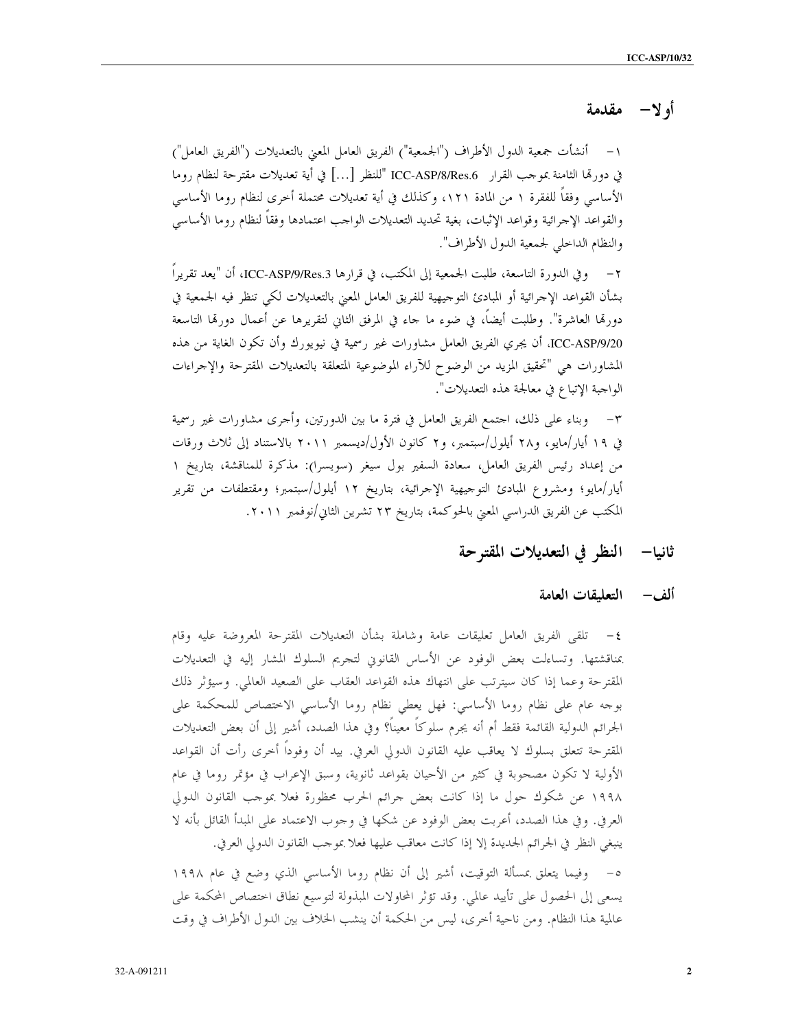# أولا– مقدمة

١– أنشأت جمعية الدول الأطراف ("الجمعية") الفريق العامل المعني بالتعديلات ("الفريق العامل") في دورتها الثامنة بموجب القرار ICC-ASP/8/Res.6 "للنظر [...] في أية تعديلات مقترحة لنظام روما الأساسي وفقاً للفقرة ١ من المادة ١٢١، وكذلك في أية تعديلات محتملة أخرى لنظام روما الأساسي والقواعد الإجرائية وقواعد الإثبات، بغية تحديد التعديلات الواجب اعتمادها وفقاً لنظام روما الأساسي والنظام الداخلي لجمعية الدول الأطراف".

٢– وفي الدورة التاسعة، طلبت الجمعية إلى المكتب، في قرارها ICC-ASP/9/Res.3، أن "يعد تقريراً بشأن القواعد الإجرائية أو المبادئ التوجيهية للفريق العامل المعني بالتعديلات لكي تنظر فيه الجمعية في دورتها العاشرة". وطلبت أيضاً، في ضوء ما جاء في المرفق الثاني لتقريرها عن أعمال دورتها التاسعة ICC-ASP/9/20، أن يجري الفريق العامل مشاورات غير رسمية في نيويورك وأن تكون الغاية من هذه المشاورات هي "تحقيق المزيد من الوضوح للآراء الموضوعية المتعلقة بالتعديلات المقترحة والإجراءات الواجبة الإتباع في معالجة هذه التعديلات".

٣– وبناء على ذلك، اجتمع الفريق العامل في فترة ما بين الدورتين، وأجرى مشاورات غير رسمية في ١٩ أيار/مايو، و٢٨ أيلول/سبتمبر، و٢ كانون الأول/ديسمبر ٢٠١١ بالاستناد إلى ثلاث ورقات من إعداد رئيس الفريق العامل، سعادة السفير بول سيغر (سويسرا): مذكرة للمناقشة، بتاريخ ١ أيار/مايو؛ ومشروع المبادئ التوجيهية الإجرائية، بتاريخ ١٢ أيلول/سبتمبر؛ ومقتطفات من تقرير المكتب عن الفريق الدراسي المعني بالحوكمة، بتاريخ ٢٣ تشرين الثاني/نوفمبر ٢٠١١.

# ثانيا– النظر في التعديلات المقترحة

## ألف– التعليقات العامة

٤– تلقى الفريق العامل تعليقات عامة وشاملة بشأن التعديلات المقترحة المعروضة عليه وقام بمناقشتها. وتساءلت بعض الوفود عن الأساس القانوني لتجريم السلوك المشار إليه في التعديلات المقترحة وعما إذا كان سيترتب على انتهاك هذه القواعد العقاب على الصعيد العالمي. وسيؤثر ذلك بوجه عام على نظام روما الأساسي: فهل يعطي نظام روما الأساسي الاختصاص للمحكمة على الجرائم الدولية القائمة فقط أم أنه يجرم سلوكاً معيناً؟ وفي هذا الصدد، أشير إلى أن بعض التعديلات المقترحة تتعلق بسلوك لا يعاقب عليه القانون الدولي العرفي. بيد أن وفوداً أخرى رأت أن القواعد الأولية لا تكون مصحوبة في كثير من الأحيان بقواعد ثانوية، وسبق الإعراب في مؤتمر روما في عام ١٩٩٨ عن شكوك حول ما إذا كانت بعض جرائم الحرب محظورة فعلا بموجب القانون الدولي العرفي. وفي هذا الصدد، أعربت بعض الوفود عن شكها في وجوب الاعتماد على المبدأ القائل بأنه لا ينبغي النظر في الجرائم الجديدة إلا إذا كانت معاقب عليها فعلا بموجب القانون الدولي العرفي.

٥– وفيما يتعلق بمسألة التوقيت، أشير إلى أن نظام روما الأساسي الذي وضع في عام ١٩٩٨ يسعى إلى الحصول على تأييد عالمي. وقد تؤثر المحاولات المبذولة لتوسيع نطاق اختصاص المحكمة على عالمية هذا النظام. ومن ناحية أخرى، ليس من الحكمة أن ينشب الخلاف بين الدول الأطراف في وقت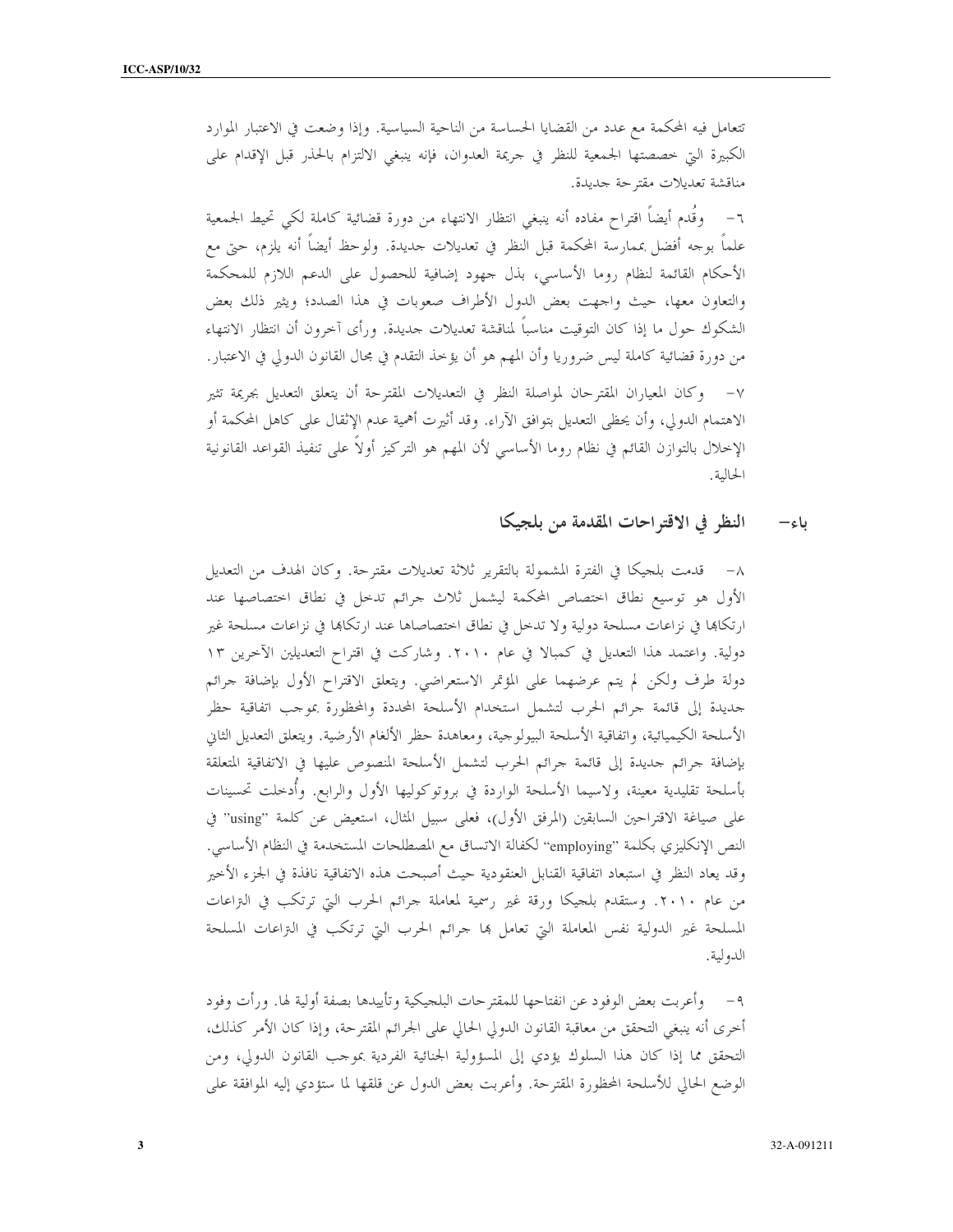تتعامل فيه المحكمة مع عدد من القضايا الحساسة من الناحية السياسية. وإذا وضعت في الاعتبار الموارد الكبيرة التي خصصتها الجمعية للنظر في جريمة العدوان، فإنه ينبغي الالتزام بالحذر قبل الإقدام على مناقشة تعديلات مقترحة جديدة.

٦- وقُدم أيضاً اقتراح مفاده أنه ينبغي انتظار الانتهاء من دورة قضائية كاملة لكي تحيط الجمعية علماً بوجه أفضل بممارسة المحكمة قبل النظر في تعديلات جديدة. ولوحظ أيضاً أنه يلزم، حتى مع الأحكام القائمة لنظام روما الأساسي، بذل جهود إضافية للحصول على الدعم اللازم للمحكمة والتعاون معها، حيث واجهت بعض الدول الأطراف صعوبات في هذا الصدد؛ ويثير ذلك بعض الشكوك حول ما إذا كان التوقيت مناسباً لمناقشة تعديلات جديدة. ورأى آخرون أن انتظار الانتهاء من دورة قضائية كاملة ليس ضروريا وأن المهم هو أن يؤخذ التقدم في مجال القانون الدولي في الاعتبار.

٧- وكان المعياران المقترحان لمواصلة النظر في التعديلات المقترحة أن يتعلق التعديل بجريمة تثير الاهتمام الدولي، وأن يحظى التعديل بتوافق الآراء. وقد أثيرت أهمية عدم الإثقال على كاهل المحكمة أو الإخلال بالتوازن القائم في نظام روما الأساسي لأن المهم هو التركيز أولاً على تنفيذ القواعد القانونية الحالية.

## باء- النظر في الاقتراحات المقدمة من بلجيكا

٨- قدمت بلجيكا في الفترة المشمولة بالتقرير ثلاثة تعديلات مقترحة. وكان الهدف من التعديل الأول هو توسيع نطاق اختصاص المحكمة ليشمل ثلاث جرائم تدخل في نطاق اختصاصها عند ارتكابها في نزاعات مسلحة دولية ولا تدخل في نطاق اختصاصها عند ارتكابها في نزاعات مسلحة غير دولية. واعتمد هذا التعديل في كمبالا في عام ٢٠١٠. وشاركت في اقتراح التعديلين الآخرين ١٣ دولة طرف ولكن لم يتم عرضهما على المؤتمر الاستعراضي. ويتعلق الاقتراح الأول بإضافة جرائم جديدة إلى قائمة جرائم الحرب لتشمل استخدام الأسلحة المحددة والمحظورة بموجب اتفاقية حظر الأسلحة الكيميائية، واتفاقية الأسلحة البيولوجية، ومعاهدة حظر الألغام الأرضية. ويتعلق التعديل الثاني بإضافة جرائم جديدة إلى قائمة جرائم الحرب لتشمل الأسلحة المنصوص عليها في الاتفاقية المتعلقة بأسلحة تقليدية معينة، ولاسيما الأسلحة الواردة في بروتوكوليها الأول والرابع. وأُدخلت تحسينات على صياغة الاقتراحين السابقين (المرفق الأول)، فعلى سبيل المثال، استعيض عن كلمة "using" في النص الإنكليزي بكلمة "employing" لكفالة الاتساق مع المصطلحات المستخدمة في النظام الأساسي. وقد يعاد النظر في استبعاد اتفاقية القنابل العنقودية حيث أصبحت هذه الاتفاقية نافذة في الجزء الأخير من عام ٢٠١٠. وستقدم بلجيكا ورقة غير رسمية لمعاملة جرائم الحرب التي ترتكب في النزاعات المسلحة غير الدولية نفس المعاملة التي تعامل بها جرائم الحرب التي ترتكب في النزاعات المسلحة الدولية.

٩- وأعربت بعض الوفود عن انفتاحها للمقترحات البلجيكية وتأييدها بصفة أولية لها. ورأت وفود أخرى أنه ينبغي التحقق من معاقبة القانون الدولي الحالي على الجرائم المقترحة، وإذا كان الأمر كذلك، التحقق مما إذا كان هذا السلوك يؤدي إلى المسؤولية الجنائية الفردية بموجب القانون الدولي، ومن الوضع الحالي للأسلحة المحظورة المقترحة. وأعربت بعض الدول عن قلقها لما ستؤدي إليه الموافقة على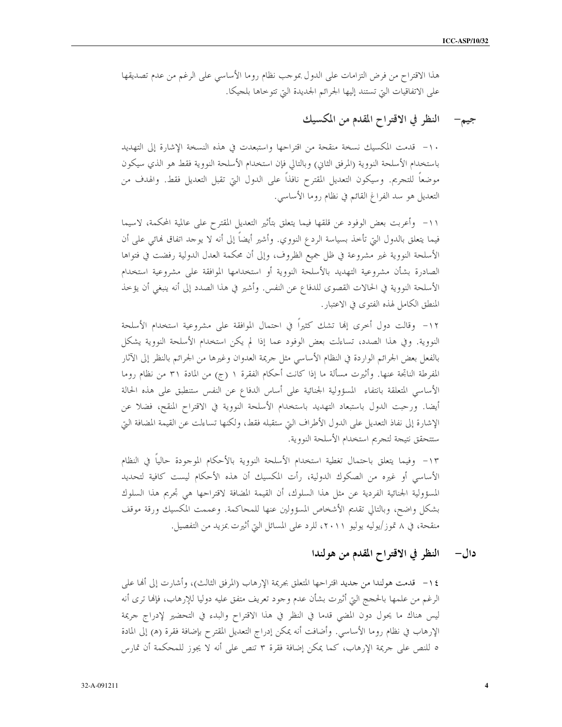هذا الاقتراح من فرض التزامات على الدول بموجب نظام روما الأساسي على الرغم من عدم تصديقها على الاتفاقيات التي تستند إليها الجرائم الجديدة التي تتوخاها بلجيكا.

## جيم– النظر في الاقتراح المقدم من المكسيك

١٠– قدمت المكسيك نسخة منقحة من اقتراحها واستبعدت في هذه النسخة الإشارة إلى التهديد باستخدام الأسلحة النووية (المرفق الثاني) وبالتالي فإن استخدام الأسلحة النووية فقط هو الذي سيكون موضعاً للتجريم. وسيكون التعديل المقترح نافذاً على الدول التي تقبل التعديل فقط. والهدف من التعديل هو سد الفراغ القائم في نظام روما الأساسي.

١١– وأعربت بعض الوفود عن قلقها فيما يتعلق بتأثير التعديل المقترح على عالمية المحكمة، لاسيما فيما يتعلق بالدول التي تأخذ بسياسة الردع النووي. وأشير أيضاً إلى أنه لا يوجد اتفاق نهائي على أن الأسلحة النووية غير مشروعة في ظل جميع الظروف، وإلى أن محكمة العدل الدولية رفضت في فتواها الصادرة بشأن مشروعية التهديد بالأسلحة النووية أو استخدامها الموافقة على مشروعية استخدام الأسلحة النووية في الحالات القصوى للدفاع عن النفس. وأشير في هذا الصدد إلى أنه ينبغي أن يؤخذ المنطق الكامل لهذه الفتوى في الاعتبار.

١٢– وقالت دول أخرى إنها تشك كثيراً في احتمال الموافقة على مشروعية استخدام الأسلحة النووية. وفي هذا الصدد، تساءلت بعض الوفود عما إذا لم يكن استخدام الأسلحة النووية يشكل بالفعل بعض الجرائم الواردة في النظام الأساسي مثل جريمة العدوان وغيرها من الجرائم بالنظر إلى الآثار المفرطة الناتجة عنها. وأثيرت مسألة ما إذا كانت أحكام الفقرة ١ (ج) من المادة ٣١ من نظام روما الأساسي المتعلقة بانتفاء المسؤولية الجنائية على أساس الدفاع عن النفس ستنطبق على هذه الحالة أيضا. ورحبت الدول باستبعاد التهديد باستخدام الأسلحة النووية في الاقتراح المنقح، فضلا عن الإشارة إلى نفاذ التعديل على الدول الأطراف التي ستقبله فقط، ولكنها تساءلت عن القيمة المضافة التي ستتحقق نتيجة لتجريم استخدام الأسلحة النووية.

١٣– وفيما يتعلق باحتمال تغطية استخدام الأسلحة النووية بالأحكام الموجودة حالياً في النظام الأساسي أو غيره من الصكوك الدولية، رأت المكسيك أن هذه الأحكام ليست كافية لتحديد المسؤولية الجنائية الفردية عن مثل هذا السلوك، أن القيمة المضافة لاقتراحها هي تجريم هذا السلوك بشكل واضح، وبالتالي تقديم الأشخاص المسؤولين عنها للمحاكمة. وعممت المكسيك ورقة موقف منقحة، في ٨ تموز/يوليه يوليو ٢٠١١، للرد على المسائل التي أثيرت بمزيد من التفصيل.

## دال– النظر في الاقتراح المقدم من هولندا

١٤– قدمت هولندا من جديد اقتراحها المتعلق بجريمة الإرهاب (المرفق الثالث)، وأشارت إلى أنها على الرغم من علمها بالحجج التي أثيرت بشأن عدم وجود تعريف متفق عليه دوليا للإرهاب، فإنها ترى أنه ليس هناك ما يحول دون المضي قدما في النظر في هذا الاقتراح والبدء في التحضير لإدراج جريمة الإرهاب في نظام روما الأساسي. وأضافت أنه يمكن إدراج التعديل المقترح بإضافة فقرة (هـ) إلى المادة ٥ للنص على جريمة الإرهاب، كما يمكن إضافة فقرة ٣ تنص على أنه لا يجوز للمحكمة أن تمارس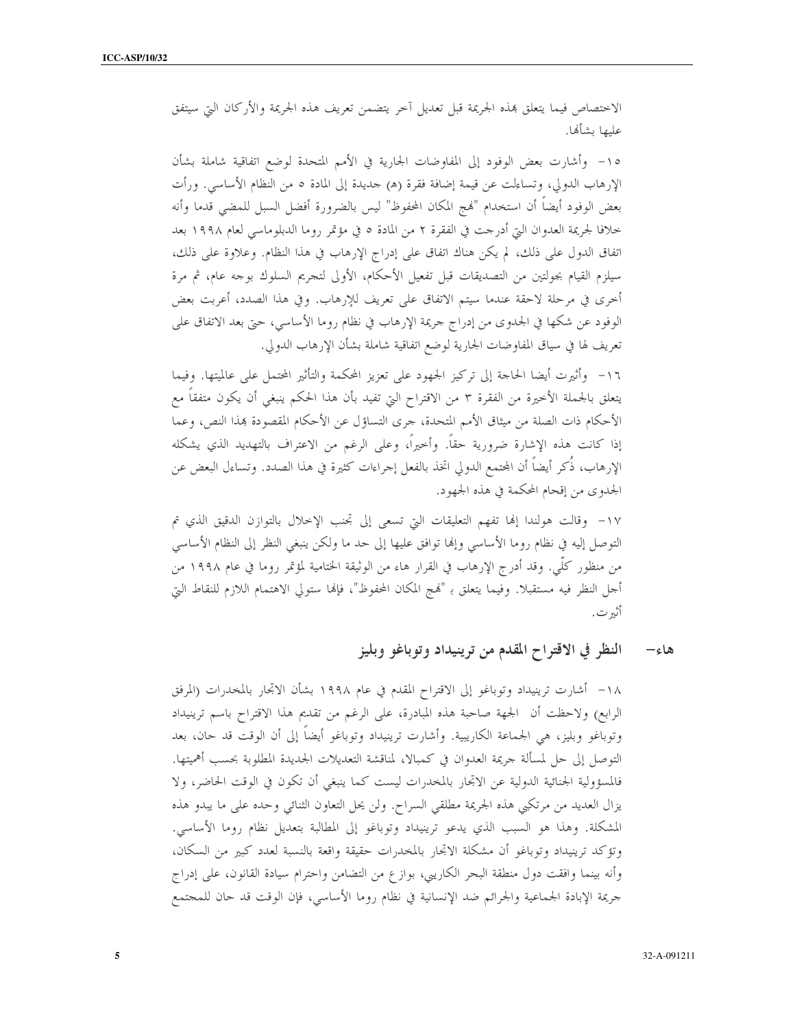الاختصاص فيما يتعلق بهذه الجريمة قبل تعديل آخر يتضمن تعريف هذه الجريمة والأركان التي سيتفق عليها بشأنها.

١٥- وأشارت بعض الوفود إلى المفاوضات الجارية في الأمم المتحدة لوضع اتفاقية شاملة بشأن الإرهاب الدولي، وتساءلت عن قيمة إضافة فقرة (هـ) جديدة إلى المادة ٥ من النظام الأساسي. ورأت بعض الوفود أيضاً أن استخدام "نهج المكان المحفوظ" ليس بالضرورة أفضل السبل للمضي قدما وأنه خلافا لجريمة العدوان التي أدرجت في الفقرة ٢ من المادة ٥ في مؤتمر روما الدبلوماسي لعام ١٩٩٨ بعد اتفاق الدول على ذلك، لم يكن هناك اتفاق على إدراج الإرهاب في هذا النظام. وعلاوة على ذلك، سيلزم القيام بجولتين من التصديقات قبل تفعيل الأحكام، الأولى لتجريم السلوك بوجه عام، ثم مرة أخرى في مرحلة لاحقة عندما سيتم الاتفاق على تعريف للإرهاب. وفي هذا الصدد، أعربت بعض الوفود عن شكها في الجدوى من إدراج جريمة الإرهاب في نظام روما الأساسي، حتى بعد الاتفاق على تعريف لها في سياق المفاوضات الجارية لوضع اتفاقية شاملة بشأن الإرهاب الدولي.

١٦- وأثيرت أيضا الحاجة إلى تركيز الجهود على تعزيز المحكمة والتأثير المحتمل على عالميتها. وفيما يتعلق بالجملة الأخيرة من الفقرة ٣ من الاقتراح التي تفيد بأن هذا الحكم ينبغي أن يكون متفقاً مع الأحكام ذات الصلة من ميثاق الأمم المتحدة، جرى التساؤل عن الأحكام المقصودة بهذا النص، وعما إذا كانت هذه الإشارة ضرورية حقاً. وأخيراً، وعلى الرغم من الاعتراف بالتهديد الذي يشكله الإرهاب، ذُكر أيضاً أن المجتمع الدولي اتخذ بالفعل إجراءات كثيرة في هذا الصدد. وتساءل البعض عن الجدوى من إقحام المحكمة في هذه الجهود.

١٧- وقالت هولندا إنها تفهم التعليقات التي تسعى إلى تجنب الإخلال بالتوازن الدقيق الذي تم التوصل إليه في نظام روما الأساسي وإنها توافق عليها إلى حد ما ولكن ينبغي النظر إلى النظام الأساسي من منظور كلّي. وقد أدرج الإرهاب في القرار هاء من الوثيقة الختامية لمؤتمر روما في عام ١٩٩٨ من أجل النظر فيه مستقبلا. وفيما يتعلق بـ "نهج المكان المحفوظ"، فإنها ستولي الاهتمام اللازم للنقاط التي أثيرت.

### هاء- النظر في الاقتراح المقدم من ترينيداد وتوباغو وبليز

١٨- أشارت ترينيداد وتوباغو إلى الاقتراح المقدم في عام ١٩٩٨ بشأن الاتجار بالمخدرات (المرفق الرابع) ولاحظت أن الجهة صاحبة هذه المبادرة، على الرغم من تقديم هذا الاقتراح باسم ترينيداد وتوباغو وبليز، هي الجماعة الكاريبية. وأشارت ترينيداد وتوباغو أيضاً إلى أن الوقت قد حان، بعد التوصل إلى حل لمسألة جريمة العدوان في كمبالا، لمناقشة التعديلات الجديدة المطلوبة بحسب أهميتها. فالمسؤولية الجنائية الدولية عن الاتجار بالمخدرات ليست كما ينبغي أن تكون في الوقت الحاضر، ولا يزال العديد من مرتكبي هذه الجريمة مطلقي السراح. ولن يحل التعاون الثنائي وحده على ما يبدو هذه المشكلة. وهذا هو السبب الذي يدعو ترينيداد وتوباغو إلى المطالبة بتعديل نظام روما الأساسي. وتؤكد ترينيداد وتوباغو أن مشكلة الاتجار بالمخدرات حقيقة واقعة بالنسبة لعدد كبير من السكان، وأنه بينما وافقت دول منطقة البحر الكاريبي، بوازع من التضامن واحترام سيادة القانون، على إدراج جريمة الإبادة الجماعية والجرائم ضد الإنسانية في نظام روما الأساسي، فإن الوقت قد حان للمجتمع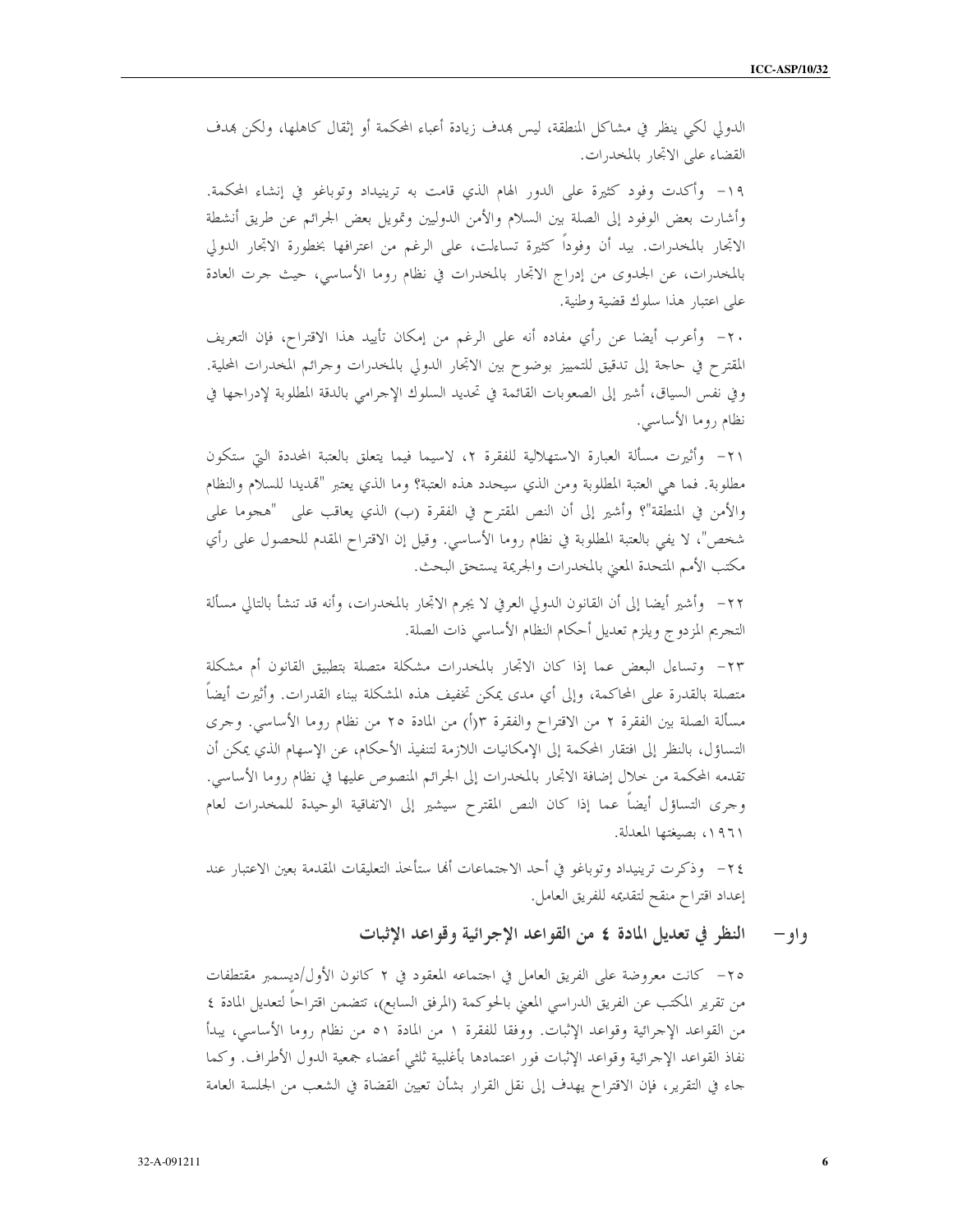الدولي لكي ينظر في مشاكل المنطقة، ليس بهدف زيادة أعباء المحكمة أو إثقال كاهلها، ولكن بهدف القضاء على الاتجار بالمخدرات.

١٩- وأكدت وفود كثيرة على الدور الهام الذي قامت به ترينيداد وتوباغو في إنشاء المحكمة. وأشارت بعض الوفود إلى الصلة بين السلام والأمن الدوليين وتمويل بعض الجرائم عن طريق أنشطة الاتجار بالمخدرات. بيد أن وفوداً كثيرة تساءلت، على الرغم من اعترافها بخطورة الاتجار الدولي بالمخدرات، عن الجدوى من إدراج الاتجار بالمخدرات في نظام روما الأساسي، حيث جرت العادة على اعتبار هذا سلوك قضية وطنية.

٢٠- وأعرب أيضا عن رأي مفاده أنه على الرغم من إمكان تأييد هذا الاقتراح، فإن التعريف المقترح في حاجة إلى تدقيق للتمييز بوضوح بين الاتجار الدولي بالمخدرات وجرائم المخدرات المحلية. وفي نفس السياق، أشير إلى الصعوبات القائمة في تحديد السلوك الإجرامي بالدقة المطلوبة لإدراجها في نظام روما الأساسي.

٢١- وأثيرت مسألة العبارة الاستهلالية للفقرة ٢، لاسيما فيما يتعلق بالعتبة المحددة التي ستكون مطلوبة. فما هي العتبة المطلوبة ومن الذي سيحدد هذه العتبة؟ وما الذي يعتبر "تهديدا للسلام والنظام والأمن في المنطقة"؟ وأشير إلى أن النص المقترح في الفقرة (ب) الذي يعاقب على "هجوما على شخص"، لا يفي بالعتبة المطلوبة في نظام روما الأساسي. وقيل إن الاقتراح المقدم للحصول على رأي مكتب الأمم المتحدة المعني بالمخدرات والجريمة يستحق البحث.

٢٢- وأشير أيضا إلى أن القانون الدولي العرفي لا يجرم الاتجار بالمخدرات، وأنه قد تنشأ بالتالي مسألة التجريم المزدوج ويلزم تعديل أحكام النظام الأساسي ذات الصلة.

٢٣- وتساءل البعض عما إذا كان الاتجار بالمخدرات مشكلة متصلة بتطبيق القانون أم مشكلة متصلة بالقدرة على المحاكمة، وإلى أي مدى يمكن تخفيف هذه المشكلة ببناء القدرات. وأثيرت أيضاً مسألة الصلة بين الفقرة ٢ من الاقتراح والفقرة ٣(أ) من المادة ٢٥ من نظام روما الأساسي. وجرى التساؤل، بالنظر إلى افتقار المحكمة إلى الإمكانيات اللازمة لتنفيذ الأحكام، عن الإسهام الذي يمكن أن تقدمه المحكمة من خلال إضافة الاتجار بالمخدرات إلى الجرائم المنصوص عليها في نظام روما الأساسي. وجرى التساؤل أيضاً عما إذا كان النص المقترح سيشير إلى الاتفاقية الوحيدة للمخدرات لعام ١٩٦١، بصيغتها المعدلة.

٢٤- وذكرت ترينيداد وتوباغو في أحد الاجتماعات أنها ستأخذ التعليقات المقدمة بعين الاعتبار عند إعداد اقتراح منقح لتقديمه للفريق العامل.

## واو- النظر في تعديل المادة ٤ من القواعد الإجرائية وقواعد الإثبات

٢٥- كانت معروضة على الفريق العامل في اجتماعه المعقود في ٢ كانون الأول/ديسمبر مقتطفات من تقرير المكتب عن الفريق الدراسي المعني بالحوكمة (المرفق السابع)، تتضمن اقتراحاً لتعديل المادة ٤ من القواعد الإجرائية وقواعد الإثبات. ووفقا للفقرة ١ من المادة ٥١ من نظام روما الأساسي، يبدأ نفاذ القواعد الإجرائية وقواعد الإثبات فور اعتمادها بأغلبية ثلثي أعضاء جمعية الدول الأطراف. وكما جاء في التقرير، فإن الاقتراح يهدف إلى نقل القرار بشأن تعيين القضاة في الشعب من الجلسة العامة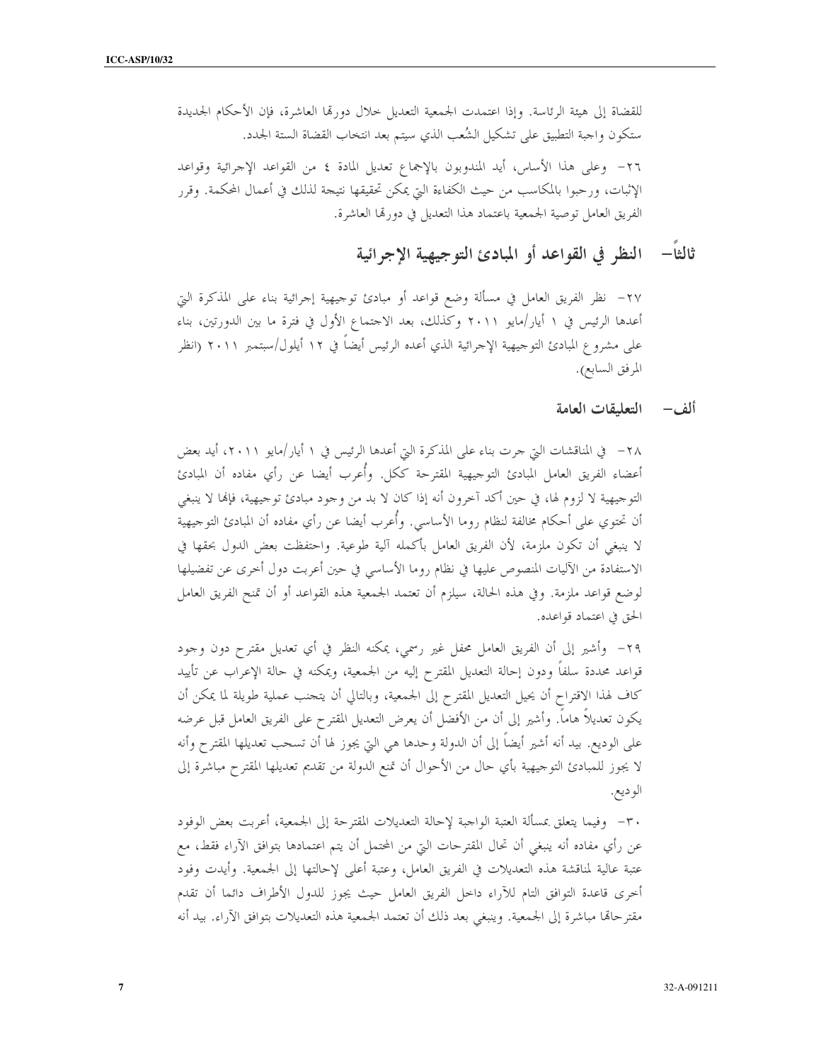للقضاة إلى هيئة الرئاسة. وإذا اعتمدت الجمعية التعديل خلال دورتها العاشرة، فإن الأحكام الجديدة ستكون واجبة التطبيق على تشكيل الشُعب الذي سيتم بعد انتخاب القضاة الستة الجدد.

٢٦- وعلى هذا الأساس، أيد المندوبون بالإجماع تعديل المادة ٤ من القواعد الإجرائية وقواعد الإثبات، ورحبوا بالمكاسب من حيث الكفاءة التي يمكن تحقيقها نتيجة لذلك في أعمال المحكمة. وقرر الفريق العامل توصية الجمعية باعتماد هذا التعديل في دورتها العاشرة.

## ثالثاً- النظر في القواعد أو المبادئ التوجيهية الإجرائية

٢٧- نظر الفريق العامل في مسألة وضع قواعد أو مبادئ توجيهية إجرائية بناء على المذكرة التي أعدها الرئيس في ١ أيار/مايو ٢٠١١ وكذلك، بعد الاجتماع الأول في فترة ما بين الدورتين، بناء على مشروع المبادئ التوجيهية الإجرائية الذي أعده الرئيس أيضاً في ١٢ أيلول/سبتمبر ٢٠١١ (انظر المرفق السابع).

### ألف- التعليقات العامة

٢٨- في المناقشات التي جرت بناء على المذكرة التي أعدها الرئيس في ١ أيار/مايو ٢٠١١، أيد بعض أعضاء الفريق العامل المبادئ التوجيهية المقترحة ككل. وأُعرب أيضا عن رأي مفاده أن المبادئ التوجيهية لا لزوم لها، في حين أكد آخرون أنه إذا كان لا بد من وجود مبادئ توجيهية، فإنها لا ينبغي أن تحتوي على أحكام مخالفة لنظام روما الأساسي. وأُعرب أيضا عن رأي مفاده أن المبادئ التوجيهية لا ينبغي أن تكون ملزمة، لأن الفريق العامل بأكمله آلية طوعية. واحتفظت بعض الدول بحقها في الاستفادة من الآليات المنصوص عليها في نظام روما الأساسي في حين أعربت دول أخرى عن تفضيلها لوضع قواعد ملزمة. وفي هذه الحالة، سيلزم أن تعتمد الجمعية هذه القواعد أو أن تمنح الفريق العامل الحق في اعتماد قواعده.

٢٩- وأشير إلى أن الفريق العامل محفل غير رسمي، يمكنه النظر في أي تعديل مقترح دون وجود قواعد محددة سلفاً ودون إحالة التعديل المقترح إليه من الجمعية، ويمكنه في حالة الإعراب عن تأييد كاف لهذا الاقتراح أن يحيل التعديل المقترح إلى الجمعية، وبالتالي أن يتجنب عملية طويلة لما يمكن أن يكون تعديلاً هاماً. وأشير إلى أن من الأفضل أن يعرض التعديل المقترح على الفريق العامل قبل عرضه على الوديع. بيد أنه أشير أيضاً إلى أن الدولة وحدها هي التي يجوز لها أن تسحب تعديلها المقترح وأنه لا يجوز للمبادئ التوجيهية بأي حال من الأحوال أن تمنع الدولة من تقديم تعديلها المقترح مباشرة إلى الوديع.

٣٠- وفيما يتعلق بمسألة العتبة الواجبة لإحالة التعديلات المقترحة إلى الجمعية، أعربت بعض الوفود عن رأي مفاده أنه ينبغي أن تحال المقترحات التي من المحتمل أن يتم اعتمادها بتوافق الآراء فقط، مع عتبة عالية لمناقشة هذه التعديلات في الفريق العامل، وعتبة أعلى لإحالتها إلى الجمعية. وأيدت وفود أخرى قاعدة التوافق التام للآراء داخل الفريق العامل حيث يجوز للدول الأطراف دائما أن تقدم مقترحاتها مباشرة إلى الجمعية. وينبغي بعد ذلك أن تعتمد الجمعية هذه التعديلات بتوافق الآراء. بيد أنه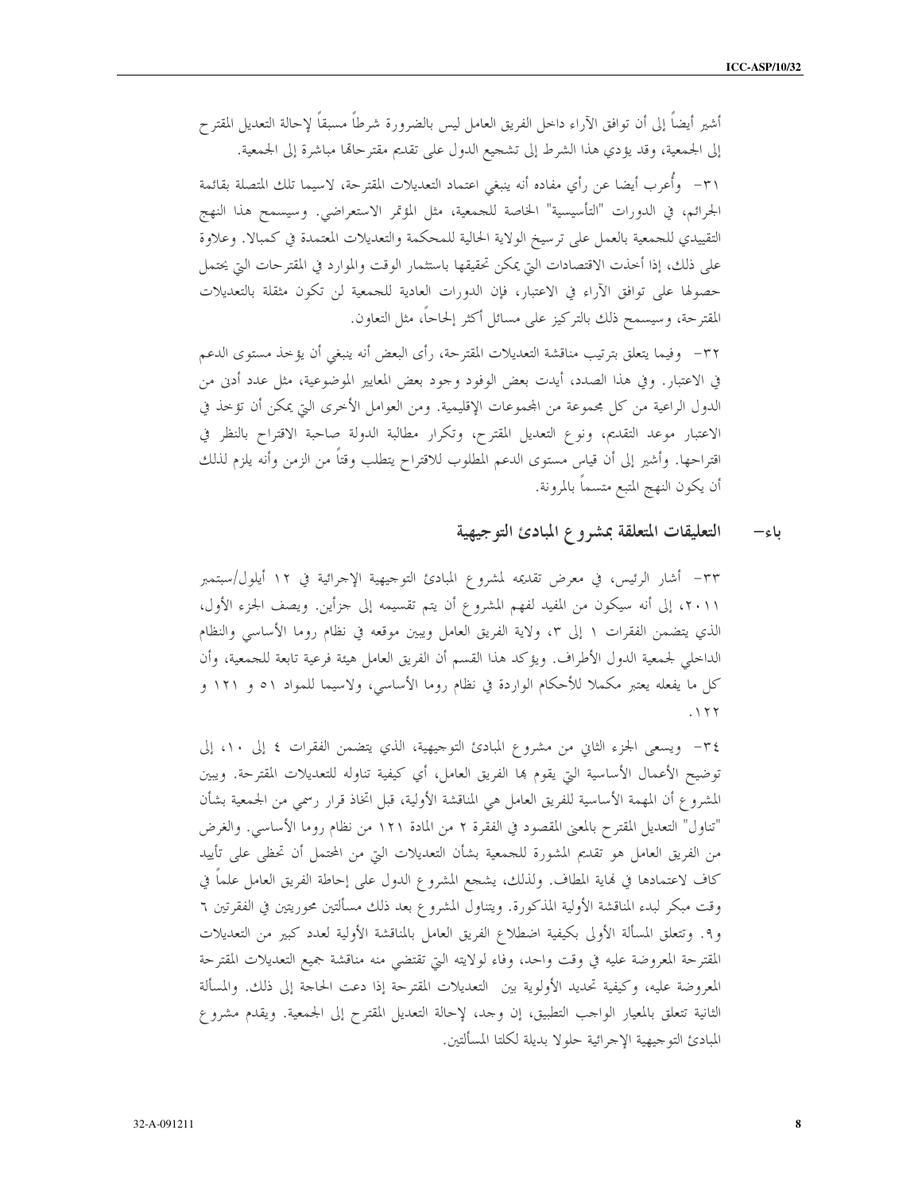أشير أيضاً إلى أن توافق الآراء داخل الفريق العامل ليس بالضرورة شرطاً مسبقاً لإحالة التعديل المقترح إلى الجمعية، وقد يؤدي هذا الشرط إلى تشجيع الدول على تقديم مقترحاتها مباشرة إلى الجمعية.

٣١- وأُعرب أيضا عن رأي مفاده أنه ينبغي اعتماد التعديلات المقترحة، لاسيما تلك المتصلة بقائمة الجرائم، في الدورات "التأسيسية" الخاصة للجمعية، مثل المؤتمر الاستعراضي. وسيسمح هذا النهج التقييدي للجمعية بالعمل على ترسيخ الولاية الحالية للمحكمة والتعديلات المعتمدة في كمبالا. وعلاوة على ذلك، إذا أخذت الاقتصادات التي يمكن تحقيقها باستثمار الوقت والموارد في المقترحات التي يحتمل حصولها على توافق الآراء في الاعتبار، فإن الدورات العادية للجمعية لن تكون مثقلة بالتعديلات المقترحة، وسيسمح ذلك بالتركيز على مسائل أكثر إلحاحاً، مثل التعاون.

٣٢- وفيما يتعلق بترتيب مناقشة التعديلات المقترحة، رأى البعض أنه ينبغي أن يؤخذ مستوى الدعم في الاعتبار. وفي هذا الصدد، أيدت بعض الوفود وجود بعض المعايير الموضوعية، مثل عدد أدنى من الدول الراعية من كل مجموعة من المجموعات الإقليمية. ومن العوامل الأخرى التي يمكن أن تؤخذ في الاعتبار موعد التقديم، ونوع التعديل المقترح، وتكرار مطالبة الدولة صاحبة الاقتراح بالنظر في اقتراحها. وأشير إلى أن قياس مستوى الدعم المطلوب للاقتراح يتطلب وقتاً من الزمن وأنه يلزم لذلك أن يكون النهج المتبع متسماً بالمرونة.

## باء- التعليقات المتعلقة بمشروع المبادئ التوجيهية

٣٣- أشار الرئيس، في معرض تقديمه لمشروع المبادئ التوجيهية الإجرائية في ١٢ أيلول/سبتمبر ٢٠١١، إلى أنه سيكون من المفيد لفهم المشروع أن يتم تقسيمه إلى جزأين. ويصف الجزء الأول، الذي يتضمن الفقرات ١ إلى ٣، ولاية الفريق العامل ويبين موقعه في نظام روما الأساسي والنظام الداخلي لجمعية الدول الأطراف. ويؤكد هذا القسم أن الفريق العامل هيئة فرعية تابعة للجمعية، وأن كل ما يفعله يعتبر مكملا للأحكام الواردة في نظام روما الأساسي، ولاسيما للمواد ٥١ و ١٢١ و ١٢٢.

٣٤- ويسعى الجزء الثاني من مشروع المبادئ التوجيهية، الذي يتضمن الفقرات ٤ إلى ١٠، إلى توضيح الأعمال الأساسية التي يقوم بها الفريق العامل، أي كيفية تناوله للتعديلات المقترحة. ويبين المشروع أن المهمة الأساسية للفريق العامل هي المناقشة الأولية، قبل اتخاذ قرار رسمي من الجمعية بشأن "تناول" التعديل المقترح بالمعنى المقصود في الفقرة ٢ من المادة ١٢١ من نظام روما الأساسي. والغرض من الفريق العامل هو تقديم المشورة للجمعية بشأن التعديلات التي من المحتمل أن تحظى على تأييد كاف لاعتمادها في نهاية المطاف. ولذلك، يشجع المشروع الدول على إحاطة الفريق العامل علماً في وقت مبكر لبدء المناقشة الأولية المذكورة. ويتناول المشروع بعد ذلك مسألتين محوريتين في الفقرتين ٦ و٩. وتتعلق المسألة الأولى بكيفية اضطلاع الفريق العامل بالمناقشة الأولية لعدد كبير من التعديلات المقترحة المعروضة عليه في وقت واحد، وفاء لولايته التي تقتضي منه مناقشة جميع التعديلات المقترحة المعروضة عليه، وكيفية تحديد الأولوية بين التعديلات المقترحة إذا دعت الحاجة إلى ذلك. والمسألة الثانية تتعلق بالمعيار الواجب التطبيق، إن وجد، لإحالة التعديل المقترح إلى الجمعية. ويقدم مشروع المبادئ التوجيهية الإجرائية حلولا بديلة لكلتا المسألتين.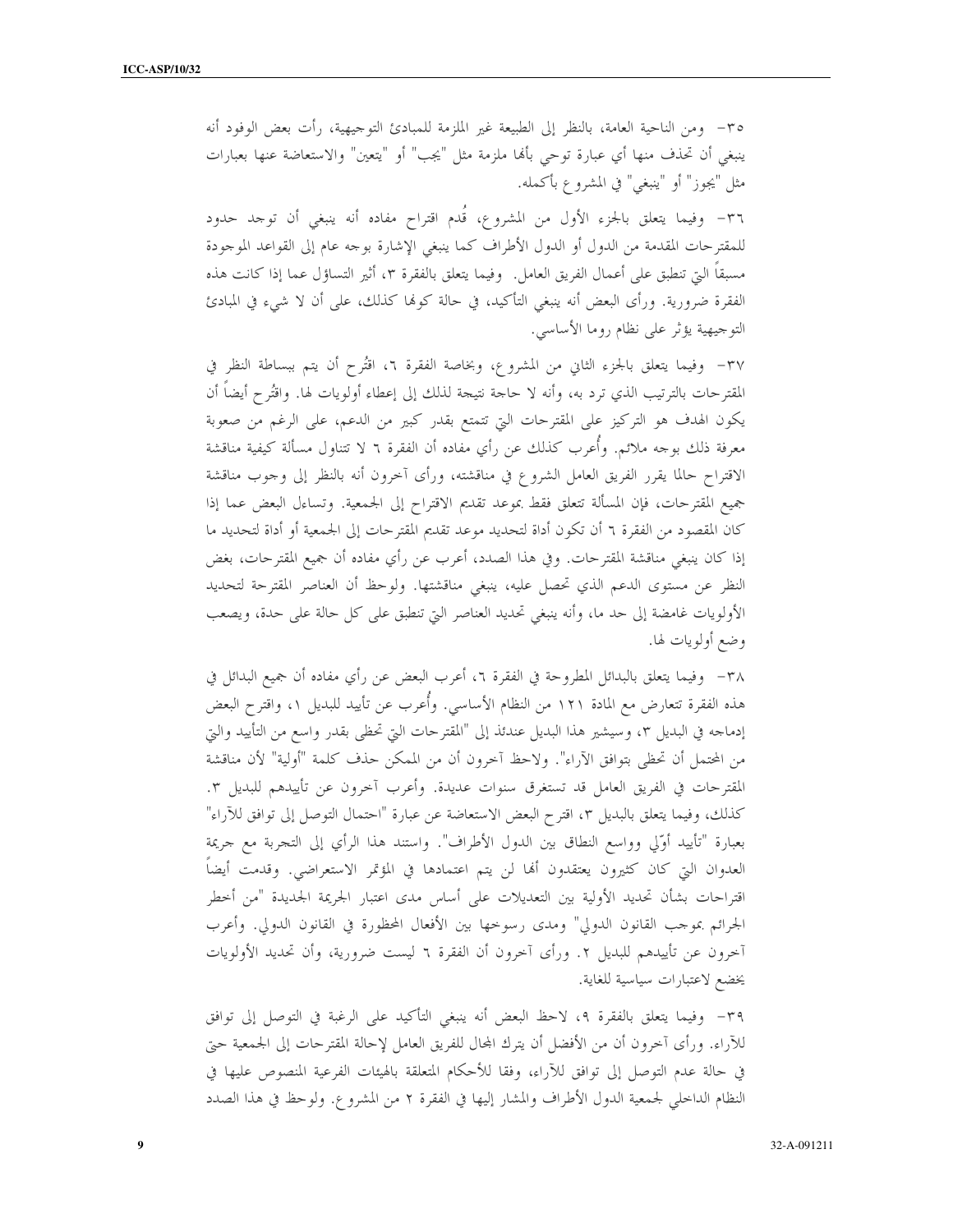٣٥- ومن الناحية العامة، بالنظر إلى الطبيعة غير الملزمة للمبادئ التوجيهية، رأت بعض الوفود أنه ينبغي أن تحذف منها أي عبارة توحي بأنها ملزمة مثل "يجب" أو "يتعين" والاستعاضة عنها بعبارات مثل "يجوز" أو "ينبغي" في المشروع بأكمله.

٣٦- وفيما يتعلق بالجزء الأول من المشروع، قُدم اقتراح مفاده أنه ينبغي أن توجد حدود للمقترحات المقدمة من الدول أو الدول الأطراف كما ينبغي الإشارة بوجه عام إلى القواعد الموجودة مسبقاً التي تنطبق على أعمال الفريق العامل. وفيما يتعلق بالفقرة ٣، أثير التساؤل عما إذا كانت هذه الفقرة ضرورية. ورأى البعض أنه ينبغي التأكيد، في حالة كونها كذلك، على أن لا شيء في المبادئ التوجيهية يؤثر على نظام روما الأساسي.

٣٧- وفيما يتعلق بالجزء الثاني من المشروع، وبخاصة الفقرة ٦، اقتُرح أن يتم ببساطة النظر في المقترحات بالترتيب الذي ترد به، وأنه لا حاجة نتيجة لذلك إلى إعطاء أولويات لها. واقتُرح أيضاً أن يكون الهدف هو التركيز على المقترحات التي تتمتع بقدر كبير من الدعم، على الرغم من صعوبة معرفة ذلك بوجه ملائم. وأُعرب كذلك عن رأي مفاده أن الفقرة ٦ لا تتناول مسألة كيفية مناقشة الاقتراح حالما يقرر الفريق العامل الشروع في مناقشته، ورأى آخرون أنه بالنظر إلى وجوب مناقشة جميع المقترحات، فإن المسألة تتعلق فقط بموعد تقديم الاقتراح إلى الجمعية. وتساءل البعض عما إذا كان المقصود من الفقرة ٦ أن تكون أداة لتحديد موعد تقديم المقترحات إلى الجمعية أو أداة لتحديد ما إذا كان ينبغي مناقشة المقترحات. وفي هذا الصدد، أعرب عن رأي مفاده أن جميع المقترحات، بغض النظر عن مستوى الدعم الذي تحصل عليه، ينبغي مناقشتها. ولوحظ أن العناصر المقترحة لتحديد الأولويات غامضة إلى حد ما، وأنه ينبغي تحديد العناصر التي تنطبق على كل حالة على حدة، ويصعب وضع أولويات لها.

٣٨- وفيما يتعلق بالبدائل المطروحة في الفقرة ٦، أعرب البعض عن رأي مفاده أن جميع البدائل في هذه الفقرة تتعارض مع المادة ١٢١ من النظام الأساسي. وأُعرب عن تأييد للبديل ١، واقترح البعض إدماجه في البديل ٣، وسيشير هذا البديل عندئذ إلى "المقترحات التي تحظى بقدر واسع من التأييد والتي من المحتمل أن تحظى بتوافق الآراء". ولاحظ آخرون أن من الممكن حذف كلمة "أولية" لأن مناقشة المقترحات في الفريق العامل قد تستغرق سنوات عديدة. وأعرب آخرون عن تأييدهم للبديل ٣. كذلك، وفيما يتعلق بالبديل ٣، اقترح البعض الاستعاضة عن عبارة "احتمال التوصل إلى توافق للآراء" بعبارة "تأييد أوّلي وواسع النطاق بين الدول الأطراف". واستند هذا الرأي إلى التجربة مع جريمة العدوان التي كان كثيرون يعتقدون أنها لن يتم اعتمادها في المؤتمر الاستعراضي. وقدمت أيضاً اقتراحات بشأن تحديد الأولية بين التعديلات على أساس مدى اعتبار الجريمة الجديدة "من أخطر الجرائم بموجب القانون الدولي" ومدى رسوخها بين الأفعال المحظورة في القانون الدولي. وأعرب آخرون عن تأييدهم للبديل ٢. ورأى آخرون أن الفقرة ٦ ليست ضرورية، وأن تحديد الأولويات يخضع لاعتبارات سياسية للغاية.

٣٩- وفيما يتعلق بالفقرة ٩، لاحظ البعض أنه ينبغي التأكيد على الرغبة في التوصل إلى توافق للآراء. ورأى آخرون أن من الأفضل أن يترك المجال للفريق العامل لإحالة المقترحات إلى الجمعية حتى في حالة عدم التوصل إلى توافق للآراء، وفقا للأحكام المتعلقة بالهيئات الفرعية المنصوص عليها في النظام الداخلي لجمعية الدول الأطراف والمشار إليها في الفقرة ٢ من المشروع. ولوحظ في هذا الصدد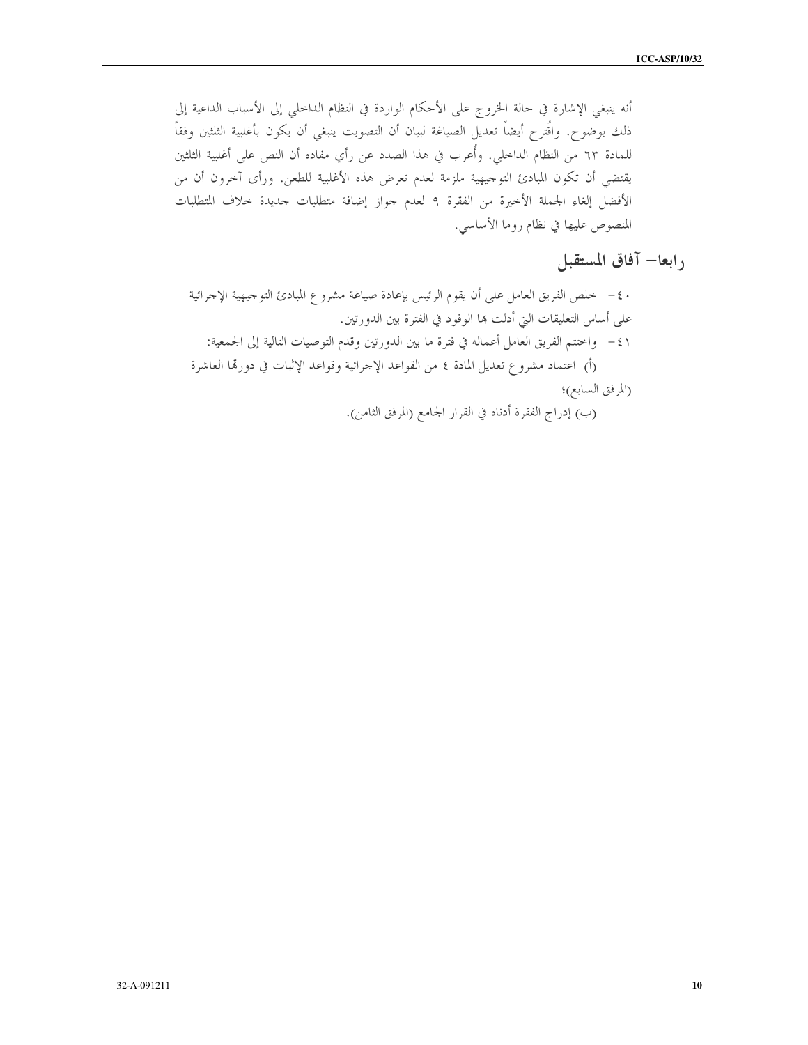أنه ينبغي الإشارة في حالة الخروج على الأحكام الواردة في النظام الداخلي إلى الأسباب الداعية إلى ذلك بوضوح. واقُترح أيضاً تعديل الصياغة لبيان أن التصويت ينبغي أن يكون بأغلبية الثلثين وفقاً للمادة ٦٣ من النظام الداخلي. وأُعرب في هذا الصدد عن رأي مفاده أن النص على أغلبية الثلثين يقتضي أن تكون المبادئ التوجيهية ملزمة لعدم تعرض هذه الأغلبية للطعن. ورأى آخرون أن من الأفضل إلغاء الجملة الأخيرة من الفقرة ٩ لعدم جواز إضافة متطلبات جديدة خلاف المتطلبات المنصوص عليها في نظام روما الأساسي.

## رابعا– آفاق المستقبل

٤٠– خلص الفريق العامل على أن يقوم الرئيس بإعادة صياغة مشروع المبادئ التوجيهية الإجرائية على أساس التعليقات التي أدلت بها الوفود في الفترة بين الدورتين.

٤١– واختتم الفريق العامل أعماله في فترة ما بين الدورتين وقدم التوصيات التالية إلى الجمعية:

(أ) اعتماد مشروع تعديل المادة ٤ من القواعد الإجرائية وقواعد الإثبات في دورتها العاشرة (المرفق السابع)؛

(ب) إدراج الفقرة أدناه في القرار الجامع (المرفق الثامن).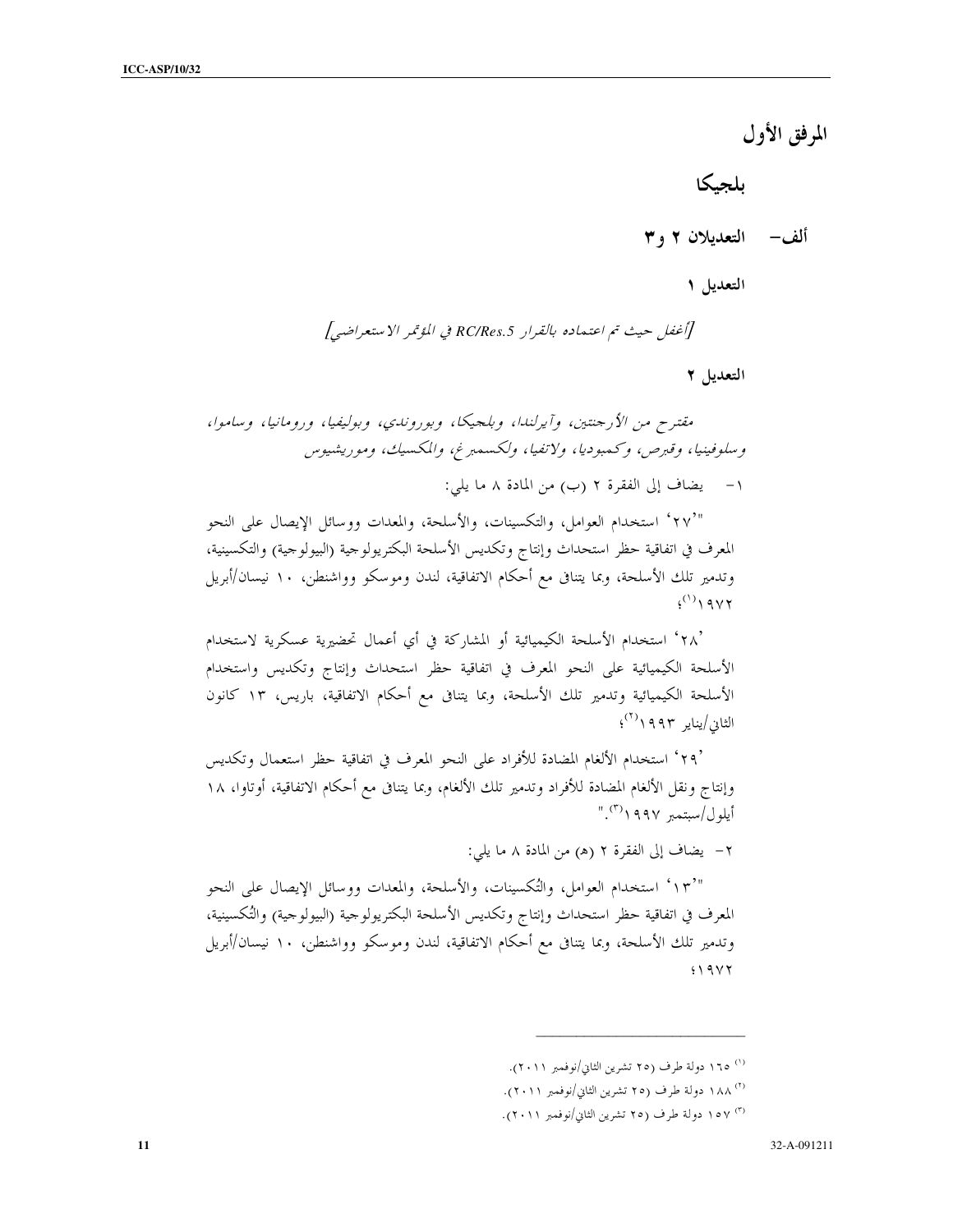# المرفق الأول

## بلجيكا

### ألف– التعديلان ٢ و٣

#### التعديل ١

*[أغفل حيث تم اعتماده بالقرار RC/Res.5 في المؤتمر الاستعراضي]*

#### التعديل ٢

*مقترح من الأرجنتين، وآيرلندا، وبلجيكا، وبوروندي، وبوليفيا، ورومانيا، وساموا، وسلوفينيا، وقبرص، وكمبوديا، ولاتفيا، ولكسمبرغ، والمكسيك، وموريشيوس*

١- يضاف إلى الفقرة ٢ (ب) من المادة ٨ ما يلي:

"'٢٧' استخدام العوامل، والتكسينات، والأسلحة، والمعدات ووسائل الإيصال على النحو المعرف في اتفاقية حظر استحداث وإنتاج وتكديس الأسلحة البكتريولوجية (البيولوجية) والتكسينية، وتدمير تلك الأسلحة، وبما يتنافى مع أحكام الاتفاقية، لندن وموسكو وواشنطن، ١٠ نيسان/أبريل ١٩٧٢[1]؛

'٢٨' استخدام الأسلحة الكيميائية أو المشاركة في أي أعمال تحضيرية عسكرية لاستخدام الأسلحة الكيميائية على النحو المعرف في اتفاقية حظر استحداث وإنتاج وتكديس واستخدام الأسلحة الكيميائية وتدمير تلك الأسلحة، وبما يتنافى مع أحكام الاتفاقية، باريس، ١٣ كانون الثاني/يناير ١٩٩٣[2]؛

'٢٩' استخدام الألغام المضادة للأفراد على النحو المعرف في اتفاقية حظر استعمال وتكديس وإنتاج ونقل الألغام المضادة للأفراد وتدمير تلك الألغام، وبما يتنافى مع أحكام الاتفاقية، أوتاوا، ١٨ أيلول/سبتمبر ١٩٩٧[3]."

٢- يضاف إلى الفقرة ٢ (هـ) من المادة ٨ ما يلي:

"'١٣' استخدام العوامل، والتُكسينات، والأسلحة، والمعدات ووسائل الإيصال على النحو المعرف في اتفاقية حظر استحداث وإنتاج وتكديس الأسلحة البكتريولوجية (البيولوجية) والتُكسينية، وتدمير تلك الأسلحة، وبما يتنافى مع أحكام الاتفاقية، لندن وموسكو وواشنطن، ١٠ نيسان/أبريل ١٩٧٢؛

---

[1] ١٦٥ دولة طرف (٢٥ تشرين الثاني/نوفمبر ٢٠١١).

[2] ١٨٨ دولة طرف (٢٥ تشرين الثاني/نوفمبر ٢٠١١).

[3] ١٥٧ دولة طرف (٢٥ تشرين الثاني/نوفمبر ٢٠١١).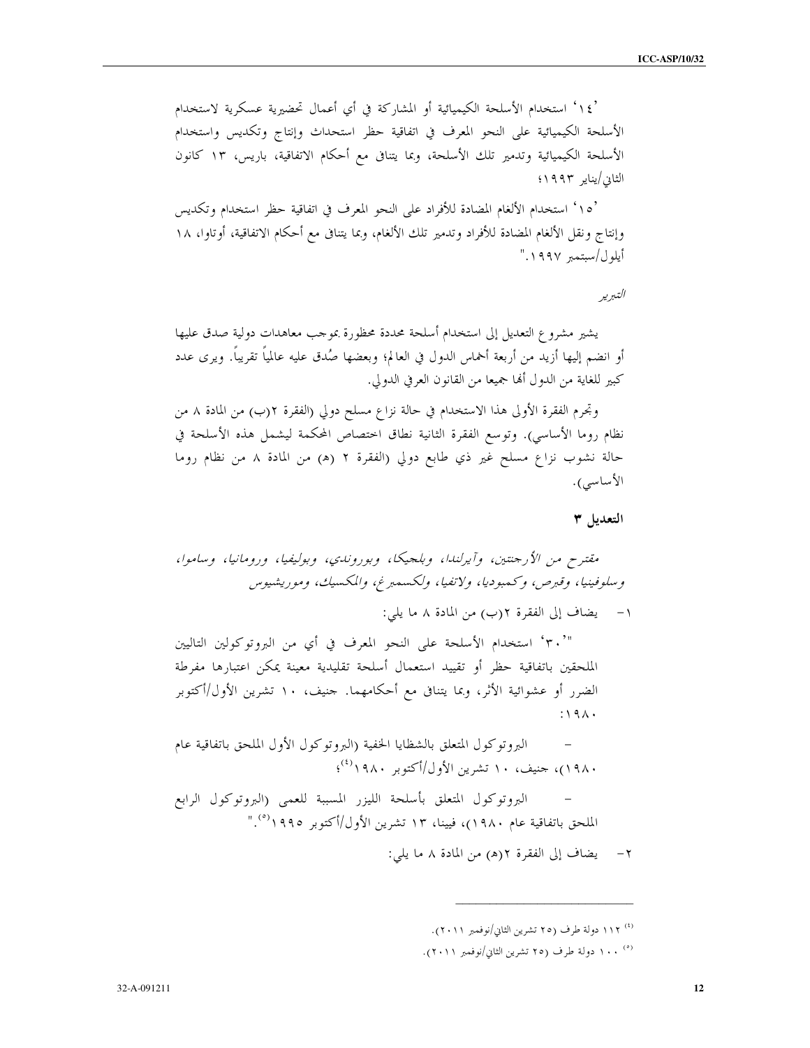'١٤' استخدام الأسلحة الكيميائية أو المشاركة في أي أعمال تحضيرية عسكرية لاستخدام الأسلحة الكيميائية على النحو المعرف في اتفاقية حظر استحداث وإنتاج وتكديس واستخدام الأسلحة الكيميائية وتدمير تلك الأسلحة، وبما يتنافى مع أحكام الاتفاقية، باريس، ١٣ كانون الثاني/يناير ١٩٩٣؛

'١٥' استخدام الألغام المضادة للأفراد على النحو المعرف في اتفاقية حظر استخدام وتكديس وإنتاج ونقل الألغام المضادة للأفراد وتدمير تلك الألغام، وبما يتنافى مع أحكام الاتفاقية، أوتاوا، ١٨ أيلول/سبتمبر ١٩٩٧."

*التبرير*

يشير مشروع التعديل إلى استخدام أسلحة محددة محظورة بموجب معاهدات دولية صدق عليها أو انضم إليها أزيد من أربعة أخماس الدول في العالم؛ وبعضها صُدق عليه عالمياً تقريباً. ويرى عدد كبير للغاية من الدول أنها جميعا من القانون العرفي الدولي.

وتجرم الفقرة الأولى هذا الاستخدام في حالة نزاع مسلح دولي (الفقرة ٢(ب) من المادة ٨ من نظام روما الأساسي). وتوسع الفقرة الثانية نطاق اختصاص المحكمة ليشمل هذه الأسلحة في حالة نشوب نزاع مسلح غير ذي طابع دولي (الفقرة ٢ (هـ) من المادة ٨ من نظام روما الأساسي).

**التعديل ٣**

*مقترح من الأرجنتين، وآيرلندا، وبلجيكا، وبوروندي، وبوليفيا، ورومانيا، وساموا، وسلوفينيا، وقبرص، وكمبوديا، ولاتفيا، ولكسمبرغ، والمكسيك، وموريشيوس*

١- يضاف إلى الفقرة ٢(ب) من المادة ٨ ما يلي:

"'٣٠' استخدام الأسلحة على النحو المعرف في أي من البروتوكولين التاليين الملحقين باتفاقية حظر أو تقييد استعمال أسلحة تقليدية معينة يمكن اعتبارها مفرطة الضرر أو عشوائية الأثر، وبما يتنافى مع أحكامهما. جنيف، ١٠ تشرين الأول/أكتوبر ١٩٨٠:

- البروتوكول المتعلق بالشظايا الخفية (البروتوكول الأول الملحق باتفاقية عام ١٩٨٠)، جنيف، ١٠ تشرين الأول/أكتوبر ١٩٨٠[٤]؛

- البروتوكول المتعلق بأسلحة الليزر المسببة للعمى (البروتوكول الرابع الملحق باتفاقية عام ١٩٨٠)، فيينا، ١٣ تشرين الأول/أكتوبر ١٩٩٥[٥]."

٢- يضاف إلى الفقرة ٢(هـ) من المادة ٨ ما يلي:

---

[٤] ١١٢ دولة طرف (٢٥ تشرين الثاني/نوفمبر ٢٠١١).

[٥] ١٠٠ دولة طرف (٢٥ تشرين الثاني/نوفمبر ٢٠١١).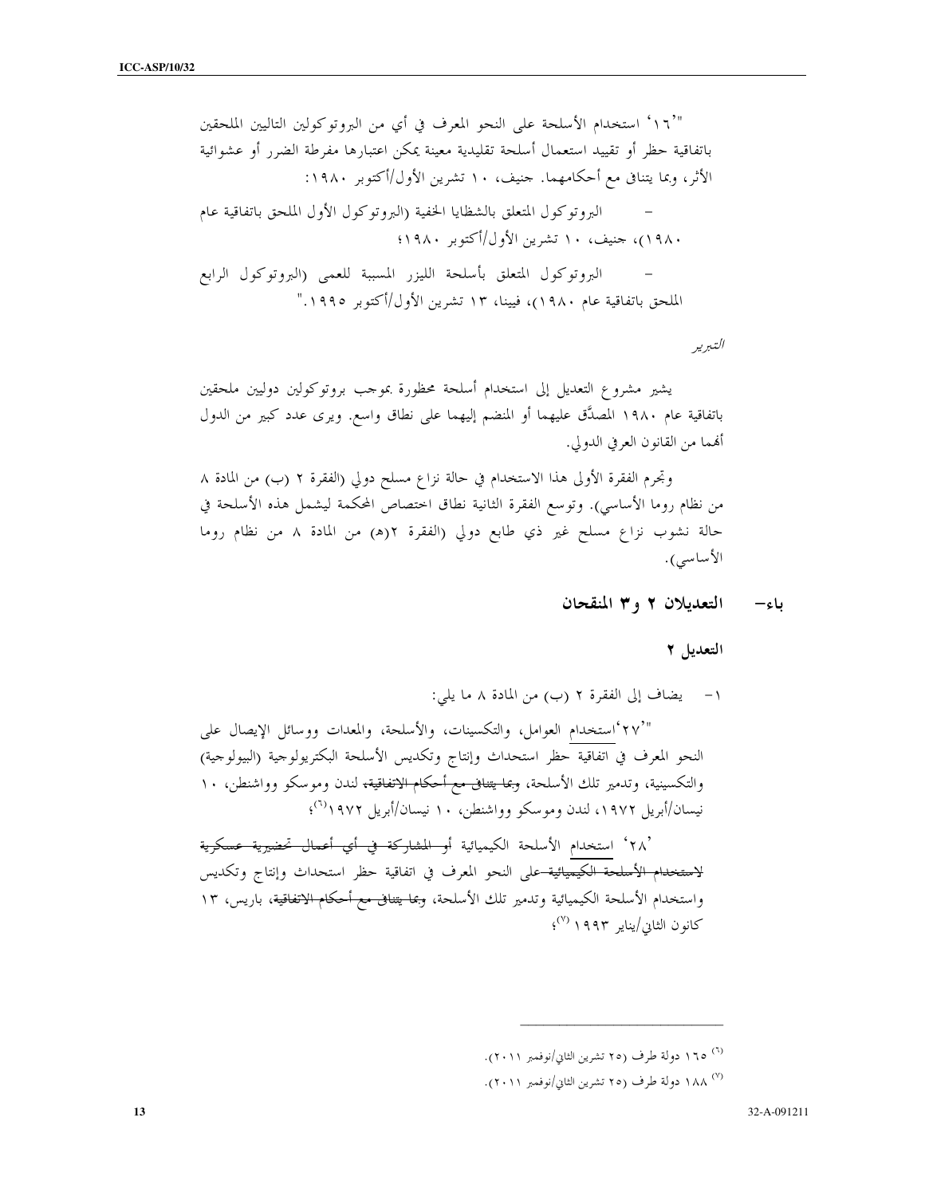"'١٦' استخدام الأسلحة على النحو المعرف في أي من البروتوكولين التاليين الملحقين باتفاقية حظر أو تقييد استعمال أسلحة تقليدية معينة يمكن اعتبارها مفرطة الضرر أو عشوائية الأثر، وبما يتنافى مع أحكامهما. جنيف، ١٠ تشرين الأول/أكتوبر ١٩٨٠:

- البروتوكول المتعلق بالشظايا الخفية (البروتوكول الأول الملحق باتفاقية عام ١٩٨٠)، جنيف، ١٠ تشرين الأول/أكتوبر ١٩٨٠؛
- البروتوكول المتعلق بأسلحة الليزر المسببة للعمى (البروتوكول الرابع الملحق باتفاقية عام ١٩٨٠)، فيينا، ١٣ تشرين الأول/أكتوبر ١٩٩٥."

*التبرير*

يشير مشروع التعديل إلى استخدام أسلحة محظورة بموجب بروتوكولين دوليين ملحقين باتفاقية عام ١٩٨٠ المصدَّق عليهما أو المنضم إليهما على نطاق واسع. ويرى عدد كبير من الدول أنهما من القانون العرفي الدولي.

وتجرم الفقرة الأولى هذا الاستخدام في حالة نزاع مسلح دولي (الفقرة ٢ (ب) من المادة ٨ من نظام روما الأساسي). وتوسع الفقرة الثانية نطاق اختصاص المحكمة ليشمل هذه الأسلحة في حالة نشوب نزاع مسلح غير ذي طابع دولي (الفقرة ٢(هـ) من المادة ٨ من نظام روما الأساسي).

## باء- التعديلان ٢ و٣ المنقحان

### التعديل ٢

١- يضاف إلى الفقرة ٢ (ب) من المادة ٨ ما يلي:

"'٢٧' استخدام العوامل، والتكسينات، والأسلحة، والمعدات ووسائل الإيصال على النحو المعرف في اتفاقية حظر استحداث وإنتاج وتكديس الأسلحة البكتريولوجية (البيولوجية) والتكسينية، وتدمير تلك الأسلحة، ~~وبما يتنافى مع أحكام الاتفاقية،~~ لندن وموسكو وواشنطن، ١٠ نيسان/أبريل ١٩٧٢، لندن وموسكو وواشنطن، ١٠ نيسان/أبريل ١٩٧٢[٦]؛

'٢٨' استخدام الأسلحة الكيميائية ~~أو المشاركة في أي أعمال تحضيرية عسكرية لاستخدام الأسلحة الكيميائية~~ على النحو المعرف في اتفاقية حظر استحداث وإنتاج وتكديس واستخدام الأسلحة الكيميائية وتدمير تلك الأسلحة، ~~وبما يتنافى مع أحكام الاتفاقية،~~ باريس، ١٣ كانون الثاني/يناير ١٩٩٣[٧]؛

---

[٦] ١٦٥ دولة طرف (٢٥ تشرين الثاني/نوفمبر ٢٠١١).

[٧] ١٨٨ دولة طرف (٢٥ تشرين الثاني/نوفمبر ٢٠١١).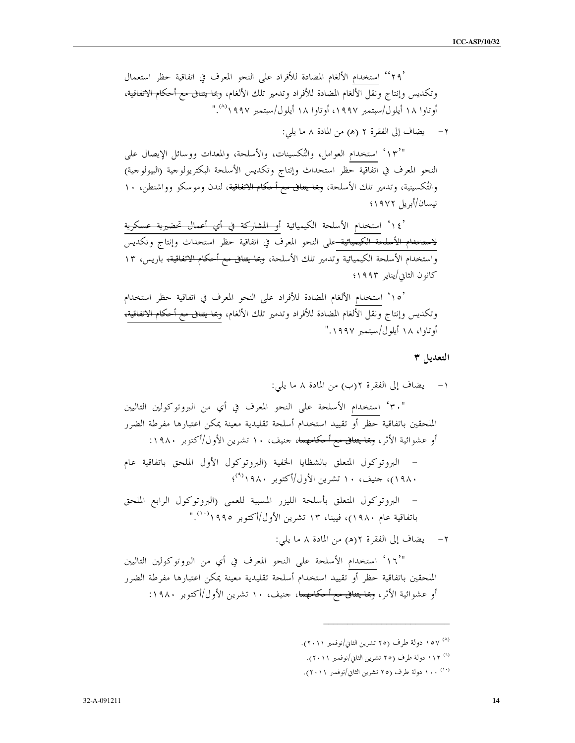'٢٩'' استخدام الألغام المضادة للأفراد على النحو المعرف في اتفاقية حظر استعمال وتكديس وإنتاج ونقل الألغام المضادة للأفراد وتدمير تلك الألغام، ~~وبما يتنافى مع أحكام الاتفاقية~~، أوتاوا ١٨ أيلول/سبتمبر ١٩٩٧، أوتاوا ١٨ أيلول/سبتمبر ١٩٩٧[٨]."

٢- يضاف إلى الفقرة ٢ (هـ) من المادة ٨ ما يلي:

"'١٣' استخدام العوامل، والتُكسينات، والأسلحة، والمعدات ووسائل الإيصال على النحو المعرف في اتفاقية حظر استحداث وإنتاج وتكديس الأسلحة البكتريولوجية (البيولوجية) والتُكسينية، وتدمير تلك الأسلحة، ~~وبما يتنافى مع أحكام الاتفاقية~~، لندن وموسكو وواشنطن، ١٠ نيسان/أبريل ١٩٧٢؛

'١٤' استخدام الأسلحة الكيميائية ~~أو المشاركة في أي أعمال تحضيرية عسكرية لاستخدام الأسلحة الكيميائية~~ على النحو المعرف في اتفاقية حظر استحداث وإنتاج وتكديس واستخدام الأسلحة الكيميائية وتدمير تلك الأسلحة، ~~وبما يتنافى مع أحكام الاتفاقية~~، باريس، ١٣ كانون الثاني/يناير ١٩٩٣؛

'١٥' استخدام الألغام المضادة للأفراد على النحو المعرف في اتفاقية حظر استخدام وتكديس وإنتاج ونقل الألغام المضادة للأفراد وتدمير تلك الألغام، ~~وبما يتنافى مع أحكام الاتفاقية~~، أوتاوا، ١٨ أيلول/سبتمبر ١٩٩٧."

### التعديل ٣

١- يضاف إلى الفقرة ٢(ب) من المادة ٨ ما يلي:

"'٣٠' استخدام الأسلحة على النحو المعرف في أي من البروتوكولين التاليين الملحقين باتفاقية حظر أو تقييد استخدام أسلحة تقليدية معينة يمكن اعتبارها مفرطة الضرر أو عشوائية الأثر، ~~وبما يتنافى مع أحكامهما~~، جنيف، ١٠ تشرين الأول/أكتوبر ١٩٨٠:

- البروتوكول المتعلق بالشظايا الخفية (البروتوكول الأول الملحق باتفاقية عام ١٩٨٠)، جنيف، ١٠ تشرين الأول/أكتوبر ١٩٨٠[٩]؛

- البروتوكول المتعلق بأسلحة الليزر المسببة للعمى (البروتوكول الرابع الملحق باتفاقية عام ١٩٨٠)، فيينا، ١٣ تشرين الأول/أكتوبر ١٩٩٥[١٠]."

٢- يضاف إلى الفقرة ٢(هـ) من المادة ٨ ما يلي:

"'١٦' استخدام الأسلحة على النحو المعرف في أي من البروتوكولين التاليين الملحقين باتفاقية حظر أو تقييد استخدام أسلحة تقليدية معينة يمكن اعتبارها مفرطة الضرر أو عشوائية الأثر، ~~وبما يتنافى مع أحكامهما~~، جنيف، ١٠ تشرين الأول/أكتوبر ١٩٨٠:

---

[٨] ١٥٧ دولة طرف (٢٥ تشرين الثاني/نوفمبر ٢٠١١).

[٩] ١١٢ دولة طرف (٢٥ تشرين الثاني/نوفمبر ٢٠١١).

[١٠] ١٠٠ دولة طرف (٢٥ تشرين الثاني/نوفمبر ٢٠١١).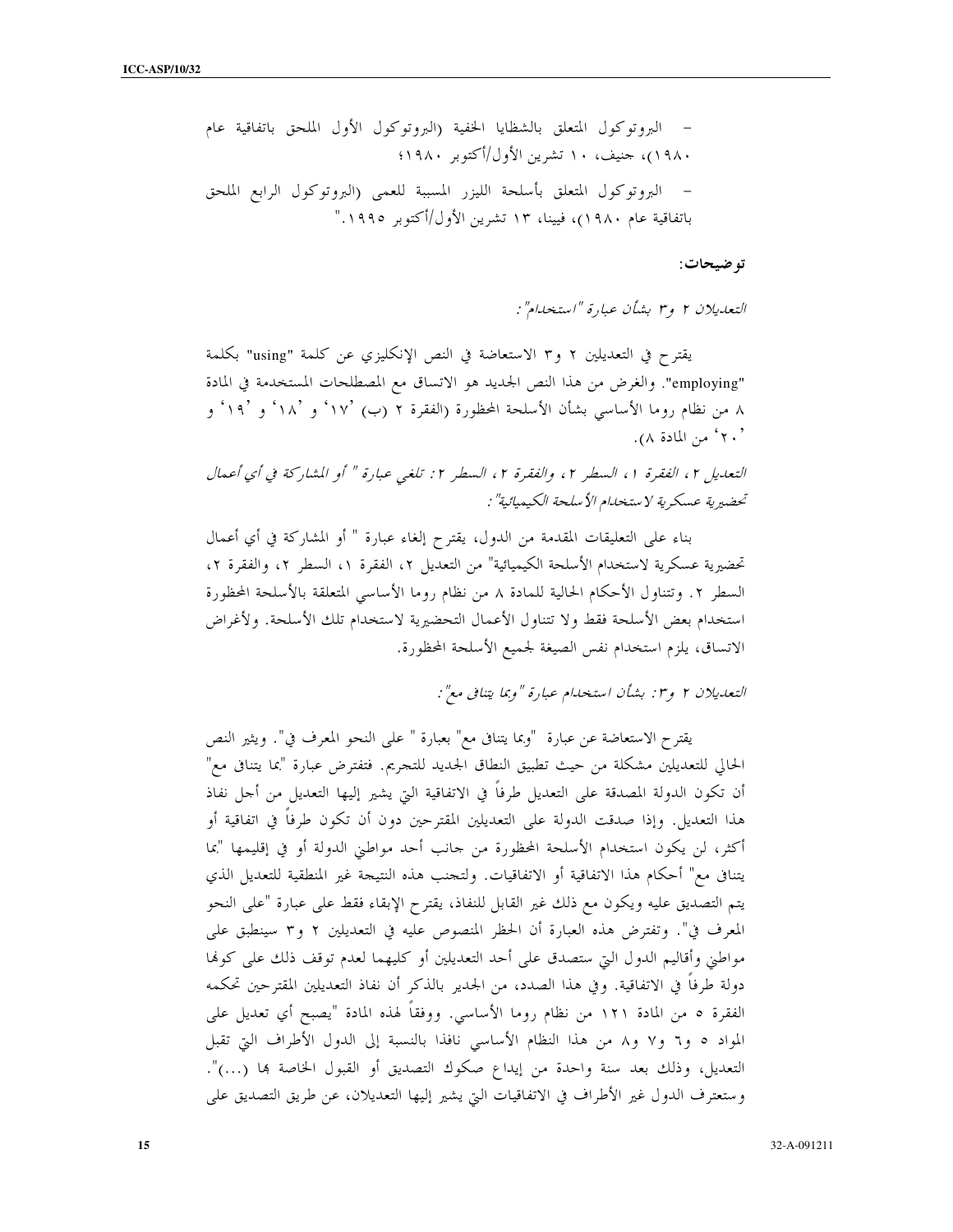- البروتوكول المتعلق بالشظايا الخفية (البروتوكول الأول الملحق باتفاقية عام ١٩٨٠)، جنيف، ١٠ تشرين الأول/أكتوبر ١٩٨٠؛

- البروتوكول المتعلق بأسلحة الليزر المسببة للعمى (البروتوكول الرابع الملحق باتفاقية عام ١٩٨٠)، فيينا، ١٣ تشرين الأول/أكتوبر ١٩٩٥."

**توضيحات:**

*التعديلان ٢ و٣ بشأن عبارة "استخدام":*

يقترح في التعديلين ٢ و٣ الاستعاضة في النص الإنكليزي عن كلمة "using" بكلمة "employing". والغرض من هذا النص الجديد هو الاتساق مع المصطلحات المستخدمة في المادة ٨ من نظام روما الأساسي بشأن الأسلحة المحظورة (الفقرة ٢ (ب) '١٧' و '١٨' و '١٩' و '٢٠' من المادة ٨).

*التعديل ٢، الفقرة ١، السطر ٢، والفقرة ٢، السطر ٢: تلغى عبارة " أو المشاركة في أي أعمال تحضيرية عسكرية لاستخدام الأسلحة الكيميائية":*

بناء على التعليقات المقدمة من الدول، يقترح إلغاء عبارة " أو المشاركة في أي أعمال تحضيرية عسكرية لاستخدام الأسلحة الكيميائية" من التعديل ٢، الفقرة ١، السطر ٢، والفقرة ٢، السطر ٢. وتتناول الأحكام الحالية للمادة ٨ من نظام روما الأساسي المتعلقة بالأسلحة المحظورة استخدام بعض الأسلحة فقط ولا تتناول الأعمال التحضيرية لاستخدام تلك الأسلحة. ولأغراض الاتساق، يلزم استخدام نفس الصيغة لجميع الأسلحة المحظورة.

*التعديلان ٢ و٣: بشأن استخدام عبارة "وبما يتنافى مع":*

يقترح الاستعاضة عن عبارة "وبما يتنافى مع" بعبارة " على النحو المعرف في". ويثير النص الحالي للتعديلين مشكلة من حيث تطبيق النطاق الجديد للتجريم. فتفترض عبارة "بما يتنافى مع" أن تكون الدولة المصدقة على التعديل طرفاً في الاتفاقية التي يشير إليها التعديل من أجل نفاذ هذا التعديل. وإذا صدقت الدولة على التعديلين المقترحين دون أن تكون طرفاً في اتفاقية أو أكثر، لن يكون استخدام الأسلحة المحظورة من جانب أحد مواطني الدولة أو في إقليمها "بما يتنافى مع" أحكام هذا الاتفاقية أو الاتفاقيات. ولتجنب هذه النتيجة غير المنطقية للتعديل الذي يتم التصديق عليه ويكون مع ذلك غير القابل للنفاذ، يقترح الإبقاء فقط على عبارة "على النحو المعرف في". وتفترض هذه العبارة أن الحظر المنصوص عليه في التعديلين ٢ و٣ سينطبق على مواطني وأقاليم الدول التي ستصدق على أحد التعديلين أو كليهما لعدم توقف ذلك على كونها دولة طرفاً في الاتفاقية. وفي هذا الصدد، من الجدير بالذكر أن نفاذ التعديلين المقترحين تحكمه الفقرة ٥ من المادة ١٢١ من نظام روما الأساسي. ووفقاً لهذه المادة "يصبح أي تعديل على المواد ٥ و٦ و٧ و٨ من هذا النظام الأساسي نافذا بالنسبة إلى الدول الأطراف التي تقبل التعديل، وذلك بعد سنة واحدة من إيداع صكوك التصديق أو القبول الخاصة بها (...)". وستعترف الدول غير الأطراف في الاتفاقيات التي يشير إليها التعديلان، عن طريق التصديق على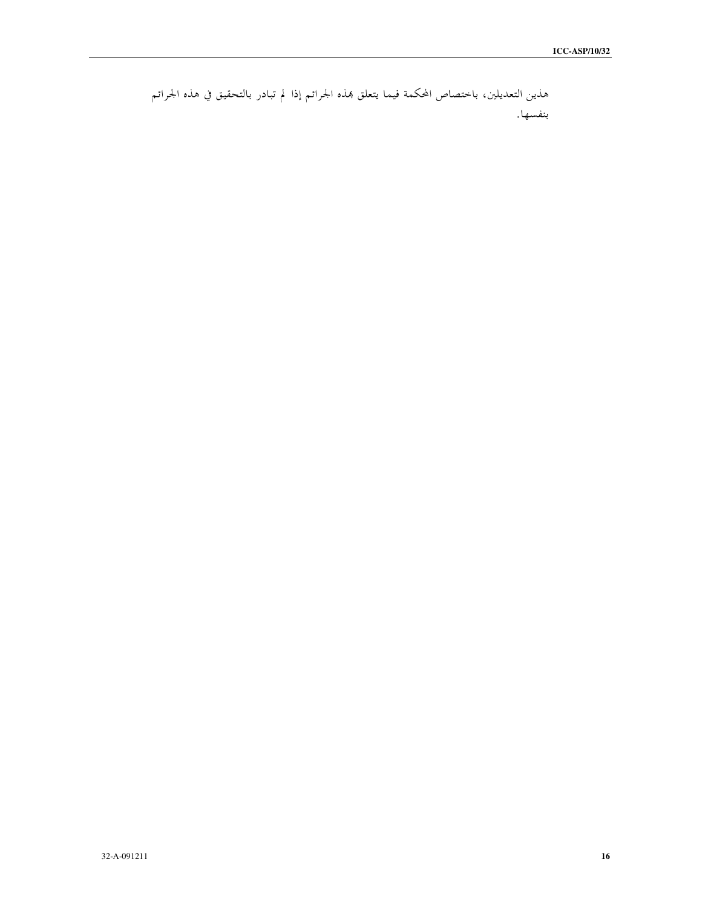هذين التعديلين، باختصاص المحكمة فيما يتعلق بهذه الجرائم إذا لم تبادر بالتحقيق في هذه الجرائم بنفسها.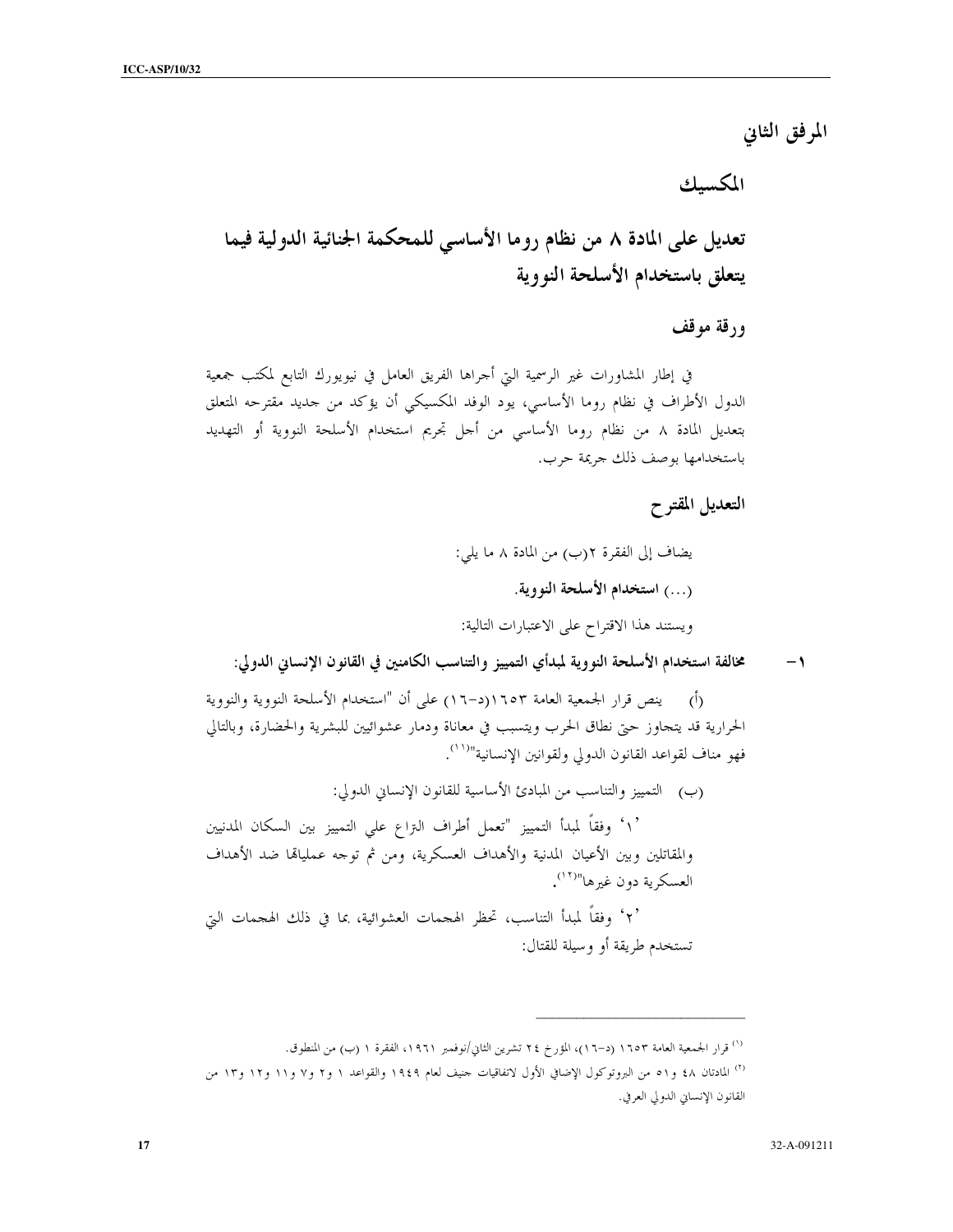# المرفق الثاني

## المكسيك

## تعديل على المادة ٨ من نظام روما الأساسي للمحكمة الجنائية الدولية فيما يتعلق باستخدام الأسلحة النووية

### ورقة موقف

في إطار المشاورات غير الرسمية التي أجراها الفريق العامل في نيويورك التابع لمكتب جمعية الدول الأطراف في نظام روما الأساسي، يود الوفد المكسيكي أن يؤكد من جديد مقترحه المتعلق بتعديل المادة ٨ من نظام روما الأساسي من أجل تجريم استخدام الأسلحة النووية أو التهديد باستخدامها بوصف ذلك جريمة حرب.

### التعديل المقترح

يضاف إلى الفقرة ٢(ب) من المادة ٨ ما يلي:

(...) **استخدام الأسلحة النووية.**

ويستند هذا الاقتراح على الاعتبارات التالية:

١- **مخالفة استخدام الأسلحة النووية لمبدأي التمييز والتناسب الكامنين في القانون الإنساني الدولي:**

(أ) ينص قرار الجمعية العامة ١٦٥٣(د-١٦) على أن "استخدام الأسلحة النووية والنووية الحرارية قد يتجاوز حتى نطاق الحرب ويتسبب في معاناة ودمار عشوائيين للبشرية والحضارة، وبالتالي فهو مناف لقواعد القانون الدولي ولقوانين الإنسانية"[(١)].

(ب) التمييز والتناسب من المبادئ الأساسية للقانون الإنساني الدولي:

'١' وفقاً لمبدأ التمييز "تعمل أطراف النزاع على التمييز بين السكان المدنيين والمقاتلين وبين الأعيان المدنية والأهداف العسكرية، ومن ثم توجه عملياتها ضد الأهداف العسكرية دون غيرها"[(٢)].

'٢' وفقاً لمبدأ التناسب، تحظر الهجمات العشوائية، بما في ذلك الهجمات التي تستخدم طريقة أو وسيلة للقتال:

---

(١) قرار الجمعية العامة ١٦٥٣ (د-١٦)، المؤرخ ٢٤ تشرين الثاني/نوفمبر ١٩٦١، الفقرة ١ (ب) من المنطوق.

(٢) المادتان ٤٨ و٥١ من البروتوكول الإضافي الأول لاتفاقيات جنيف لعام ١٩٤٩ والقواعد ١ و٢ و٧ و١١ و١٢ و١٣ من القانون الإنساني الدولي العرفي.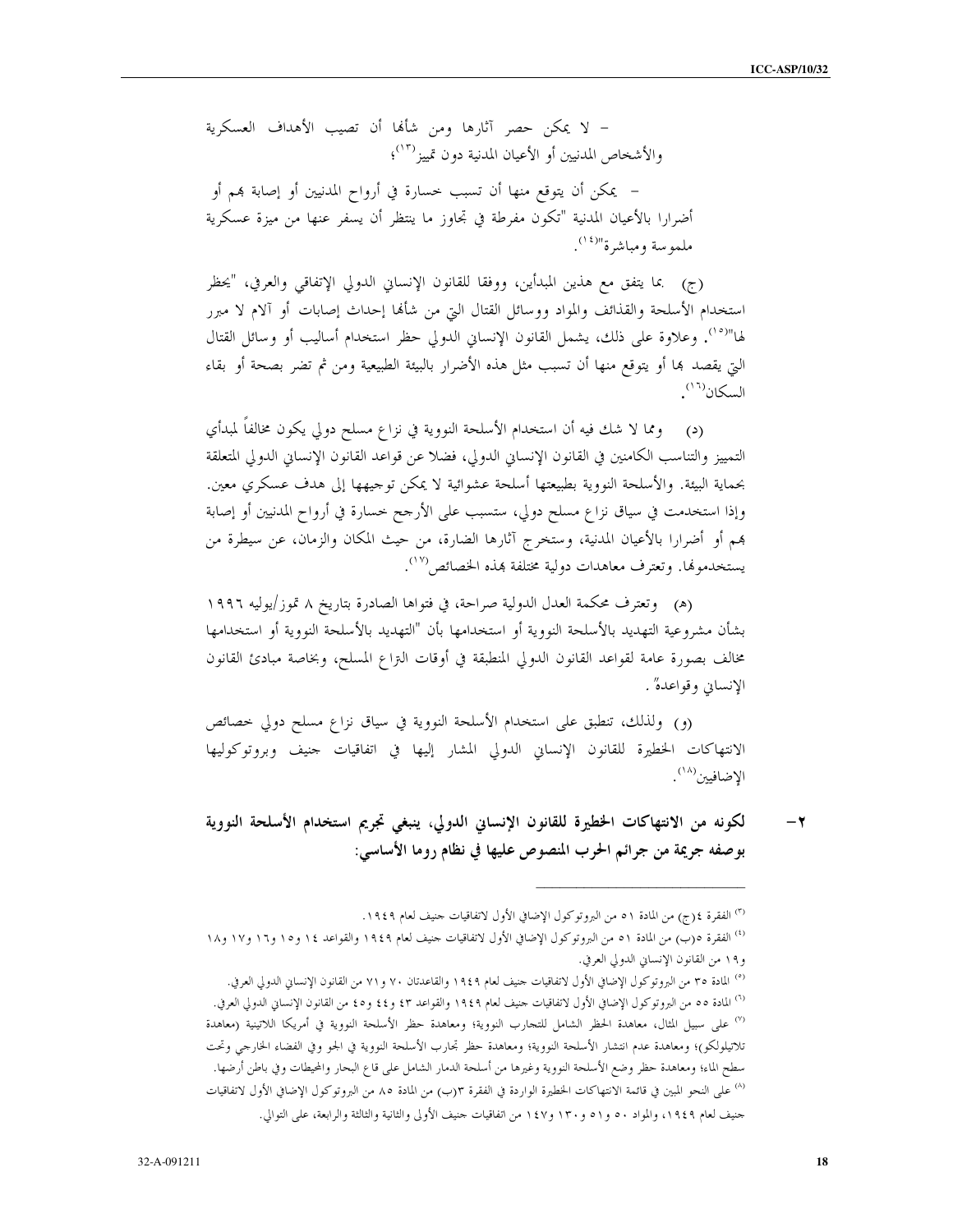- لا يمكن حصر آثارها ومن شأنها أن تصيب الأهداف العسكرية والأشخاص المدنيين أو الأعيان المدنية دون تمييز[١٣]؛

- يمكن أن يتوقع منها أن تسبب خسارة في أرواح المدنيين أو إصابة بهم أو أضرارا بالأعيان المدنية "تكون مفرطة في تجاوز ما ينتظر أن يسفر عنها من ميزة عسكرية ملموسة ومباشرة"[١٤].

(ج) بما يتفق مع هذين المبدأين، ووفقا للقانون الإنساني الدولي الإتفاقي والعرفي، "يحظر استخدام الأسلحة والقذائف والمواد ووسائل القتال التي من شأنها إحداث إصابات أو آلام لا مبرر لها"[١٥]. وعلاوة على ذلك، يشمل القانون الإنساني الدولي حظر استخدام أساليب أو وسائل القتال التي يقصد بها أو يتوقع منها أن تسبب مثل هذه الأضرار بالبيئة الطبيعية ومن ثم تضر بصحة أو بقاء السكان[١٦].

(د) ومما لا شك فيه أن استخدام الأسلحة النووية في نزاع مسلح دولي يكون مخالفاً لمبدأي التمييز والتناسب الكامنين في القانون الإنساني الدولي، فضلا عن قواعد القانون الإنساني الدولي المتعلقة بحماية البيئة. والأسلحة النووية بطبيعتها أسلحة عشوائية لا يمكن توجيهها إلى هدف عسكري معين. وإذا استخدمت في سياق نزاع مسلح دولي، ستسبب على الأرجح خسارة في أرواح المدنيين أو إصابة بهم أو أضرارا بالأعيان المدنية، وستخرج آثارها الضارة، من حيث المكان والزمان، عن سيطرة من يستخدمونها. وتعترف معاهدات دولية مختلفة بهذه الخصائص[١٧].

(هـ) وتعترف محكمة العدل الدولية صراحة، في فتواها الصادرة بتاريخ ٨ تموز/يوليه ١٩٩٦ بشأن مشروعية التهديد بالأسلحة النووية أو استخدامها بأن "التهديد بالأسلحة النووية أو استخدامها مخالف بصورة عامة لقواعد القانون الدولي المنطبقة في أوقات النزاع المسلح، وبخاصة مبادئ القانون الإنساني وقواعده".

(و) ولذلك، تنطبق على استخدام الأسلحة النووية في سياق نزاع مسلح دولي خصائص الانتهاكات الخطيرة للقانون الإنساني الدولي المشار إليها في اتفاقيات جنيف وبروتوكوليها الإضافيين[١٨].

**٢- لكونه من الانتهاكات الخطيرة للقانون الإنساني الدولي، ينبغي تجريم استخدام الأسلحة النووية بوصفه جريمة من جرائم الحرب المنصوص عليها في نظام روما الأساسي:**

---

[١٣] الفقرة ٤(ج) من المادة ٥١ من البروتوكول الإضافي الأول لاتفاقيات جنيف لعام ١٩٤٩.

[١٤] الفقرة ٥(ب) من المادة ٥١ من البروتوكول الإضافي الأول لاتفاقيات جنيف لعام ١٩٤٩ والقواعد ١٤ و١٥ و١٦ و١٧ و١٨ و١٩ من القانون الإنساني الدولي العرفي.

[١٥] المادة ٣٥ من البروتوكول الإضافي الأول لاتفاقيات جنيف لعام ١٩٤٩ والقاعدتان ٧٠ و٧١ من القانون الإنساني الدولي العرفي.

[١٦] المادة ٥٥ من البروتوكول الإضافي الأول لاتفاقيات جنيف لعام ١٩٤٩ والقواعد ٤٣ و٤٤ و٤٥ من القانون الإنساني الدولي العرفي.

[١٧] على سبيل المثال، معاهدة الحظر الشامل للتجارب النووية؛ ومعاهدة حظر الأسلحة النووية في أمريكا اللاتينية (معاهدة تلاتيلولكو)؛ ومعاهدة عدم انتشار الأسلحة النووية؛ ومعاهدة حظر تجارب الأسلحة النووية في الجو وفي الفضاء الخارجي وتحت سطح الماء؛ ومعاهدة حظر وضع الأسلحة النووية وغيرها من أسلحة الدمار الشامل على قاع البحار والمحيطات وفي باطن أرضها.

[١٨] على النحو المبين في قائمة الانتهاكات الخطيرة الواردة في الفقرة ٣(ب) من المادة ٨٥ من البروتوكول الإضافي الأول لاتفاقيات جنيف لعام ١٩٤٩، والمواد ٥٠ و٥١ و١٣٠ و١٤٧ من اتفاقيات جنيف الأولى والثانية والثالثة والرابعة، على التوالي.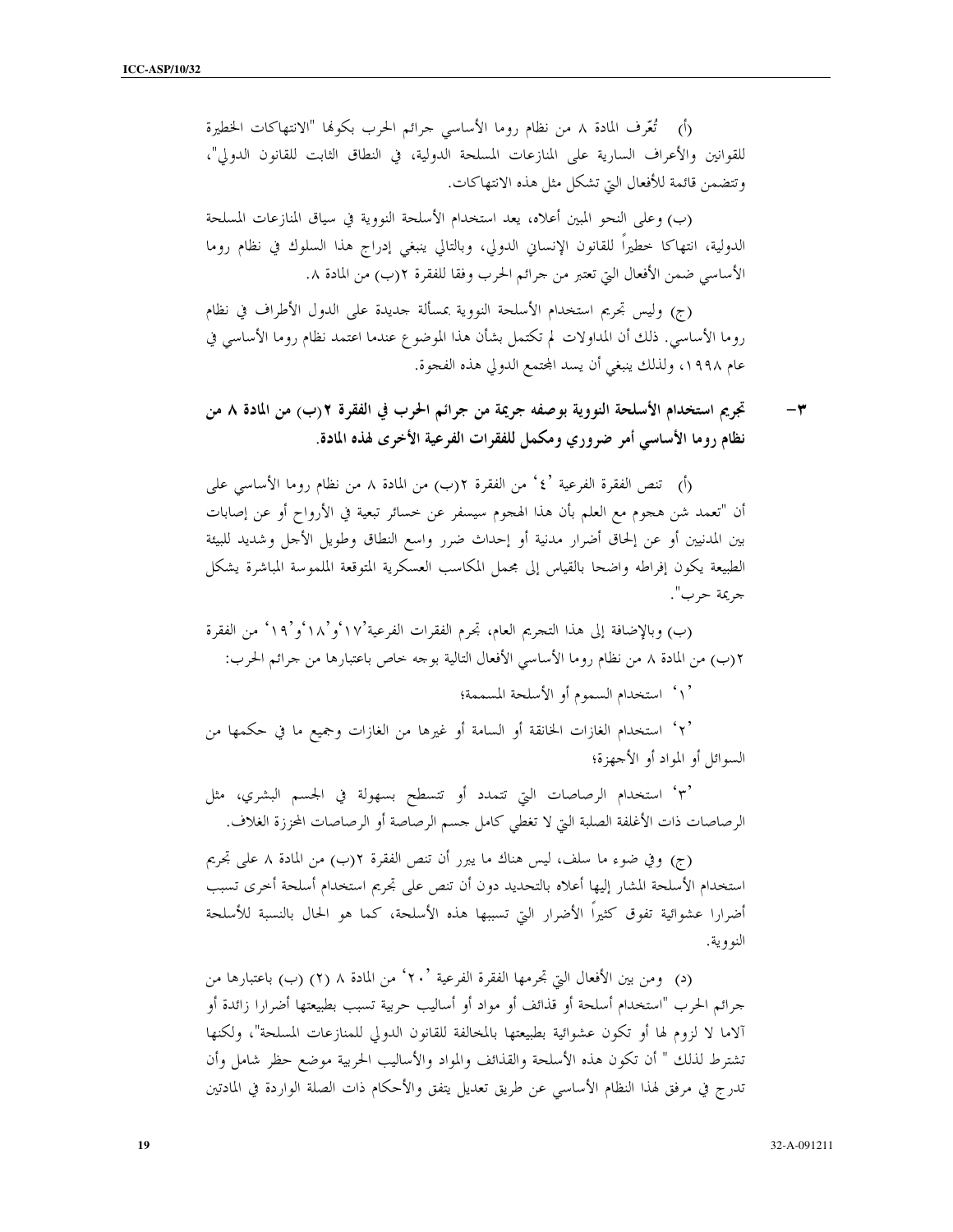(أ) تُعّرف المادة ٨ من نظام روما الأساسي جرائم الحرب بكونها "الانتهاكات الخطيرة للقوانين والأعراف السارية على المنازعات المسلحة الدولية، في النطاق الثابت للقانون الدولي"، وتتضمن قائمة للأفعال التي تشكل مثل هذه الانتهاكات.

(ب) وعلى النحو المبين أعلاه، يعد استخدام الأسلحة النووية في سياق المنازعات المسلحة الدولية، انتهاكا خطيراً للقانون الإنساني الدولي، وبالتالي ينبغي إدراج هذا السلوك في نظام روما الأساسي ضمن الأفعال التي تعتبر من جرائم الحرب وفقا للفقرة ٢(ب) من المادة ٨.

(ج) وليس تجريم استخدام الأسلحة النووية بمسألة جديدة على الدول الأطراف في نظام روما الأساسي. ذلك أن المداولات لم تكتمل بشأن هذا الموضوع عندما اعتمد نظام روما الأساسي في عام ١٩٩٨، ولذلك ينبغي أن يسد المجتمع الدولي هذه الفجوة.

**٣- تجريم استخدام الأسلحة النووية بوصفه جريمة من جرائم الحرب في الفقرة ٢(ب) من المادة ٨ من نظام روما الأساسي أمر ضروري ومكمل للفقرات الفرعية الأخرى لهذه المادة.**

(أ) تنص الفقرة الفرعية '٤' من الفقرة ٢(ب) من المادة ٨ من نظام روما الأساسي على أن "تعمد شن هجوم مع العلم بأن هذا الهجوم سيسفر عن خسائر تبعية في الأرواح أو عن إصابات بين المدنيين أو عن إلحاق أضرار مدنية أو إحداث ضرر واسع النطاق وطويل الأجل وشديد للبيئة الطبيعة يكون إفراطه واضحا بالقياس إلى مجمل المكاسب العسكرية المتوقعة الملموسة المباشرة يشكل جريمة حرب".

(ب) وبالإضافة إلى هذا التجريم العام، تجرم الفقرات الفرعية'١٧'و'١٨'و'١٩' من الفقرة ٢(ب) من المادة ٨ من نظام روما الأساسي الأفعال التالية بوجه خاص باعتبارها من جرائم الحرب:

'١' استخدام السموم أو الأسلحة المسممة؛

'٢' استخدام الغازات الخانقة أو السامة أو غيرها من الغازات وجميع ما في حكمها من السوائل أو المواد أو الأجهزة؛

'٣' استخدام الرصاصات التي تتمدد أو تتسطح بسهولة في الجسم البشري، مثل الرصاصات ذات الأغلفة الصلبة التي لا تغطي كامل جسم الرصاصة أو الرصاصات المحززة الغلاف.

(ج) وفي ضوء ما سلف، ليس هناك ما يبرر أن تنص الفقرة ٢(ب) من المادة ٨ على تجريم استخدام الأسلحة المشار إليها أعلاه بالتحديد دون أن تنص على تجريم استخدام أسلحة أخرى تسبب أضرارا عشوائية تفوق كثيراً الأضرار التي تسببها هذه الأسلحة، كما هو الحال بالنسبة للأسلحة النووية.

(د) ومن بين الأفعال التي تجرمها الفقرة الفرعية '٢٠' من المادة ٨ (٢) (ب) باعتبارها من جرائم الحرب "استخدام أسلحة أو قذائف أو مواد أو أساليب حربية تسبب بطبيعتها أضرارا زائدة أو آلاما لا لزوم لها أو تكون عشوائية بطبيعتها بالمخالفة للقانون الدولي للمنازعات المسلحة"، ولكنها تشترط لذلك " أن تكون هذه الأسلحة والقذائف والمواد والأساليب الحربية موضع حظر شامل وأن تدرج في مرفق لهذا النظام الأساسي عن طريق تعديل يتفق والأحكام ذات الصلة الواردة في المادتين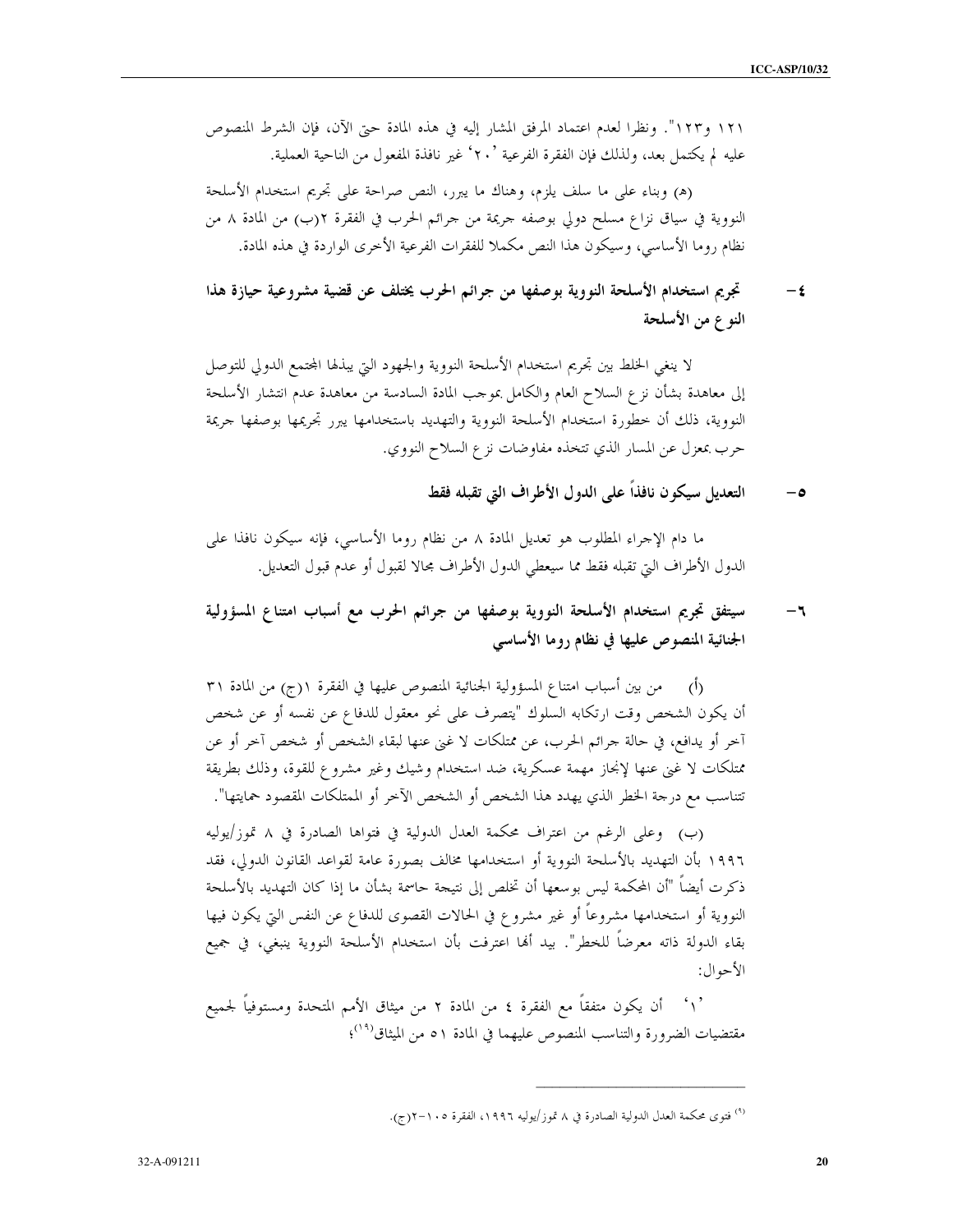١٢١ و١٢٣". ونظرا لعدم اعتماد المرفق المشار إليه في هذه المادة حتى الآن، فإن الشرط المنصوص عليه لم يكتمل بعد، ولذلك فإن الفقرة الفرعية '٢٠' غير نافذة المفعول من الناحية العملية.

(هـ) وبناء على ما سلف يلزم، وهناك ما يبرر، النص صراحة على تجريم استخدام الأسلحة النووية في سياق نزاع مسلح دولي بوصفه جريمة من جرائم الحرب في الفقرة ٢(ب) من المادة ٨ من نظام روما الأساسي، وسيكون هذا النص مكملا للفقرات الفرعية الأخرى الواردة في هذه المادة.

### ٤- تجريم استخدام الأسلحة النووية بوصفها من جرائم الحرب يختلف عن قضية مشروعية حيازة هذا النوع من الأسلحة

لا ينبغي الخلط بين تجريم استخدام الأسلحة النووية والجهود التي يبذلها المجتمع الدولي للتوصل إلى معاهدة بشأن نزع السلاح العام والكامل بموجب المادة السادسة من معاهدة عدم انتشار الأسلحة النووية، ذلك أن خطورة استخدام الأسلحة النووية والتهديد باستخدامها يبرر تجريمها بوصفها جريمة حرب بمعزل عن المسار الذي تتخذه مفاوضات نزع السلاح النووي.

### ٥- التعديل سيكون نافذاً على الدول الأطراف التي تقبله فقط

ما دام الإجراء المطلوب هو تعديل المادة ٨ من نظام روما الأساسي، فإنه سيكون نافذا على الدول الأطراف التي تقبله فقط مما سيعطي الدول الأطراف مجالا لقبول أو عدم قبول التعديل.

### ٦- سيتفق تجريم استخدام الأسلحة النووية بوصفها من جرائم الحرب مع أسباب امتناع المسؤولية الجنائية المنصوص عليها في نظام روما الأساسي

(أ) من بين أسباب امتناع المسؤولية الجنائية المنصوص عليها في الفقرة ١(ج) من المادة ٣١ أن يكون الشخص وقت ارتكابه السلوك "يتصرف على نحو معقول للدفاع عن نفسه أو عن شخص آخر أو يدافع، في حالة جرائم الحرب، عن ممتلكات لا غنى عنها لبقاء الشخص أو شخص آخر أو عن ممتلكات لا غنى عنها لإنجاز مهمة عسكرية، ضد استخدام وشيك وغير مشروع للقوة، وذلك بطريقة تتناسب مع درجة الخطر الذي يهدد هذا الشخص أو الشخص الآخر أو الممتلكات المقصود حمايتها".

(ب) وعلى الرغم من اعتراف محكمة العدل الدولية في فتواها الصادرة في ٨ تموز/يوليه ١٩٩٦ بأن التهديد بالأسلحة النووية أو استخدامها مخالف بصورة عامة لقواعد القانون الدولي، فقد ذكرت أيضاً "أن المحكمة ليس بوسعها أن تخلص إلى نتيجة حاسمة بشأن ما إذا كان التهديد بالأسلحة النووية أو استخدامها مشروعاً أو غير مشروع في الحالات القصوى للدفاع عن النفس التي يكون فيها بقاء الدولة ذاته معرضاً للخطر". بيد أنها اعترفت بأن استخدام الأسلحة النووية ينبغي، في جميع الأحوال:

'١' أن يكون متفقاً مع الفقرة ٤ من المادة ٢ من ميثاق الأمم المتحدة ومستوفياً لجميع مقتضيات الضرورة والتناسب المنصوص عليهما في المادة ٥١ من الميثاق[١٩]؛

---

[٩] فتوى محكمة العدل الدولية الصادرة في ٨ تموز/يوليه ١٩٩٦، الفقرة ١٠٥-٢(ج).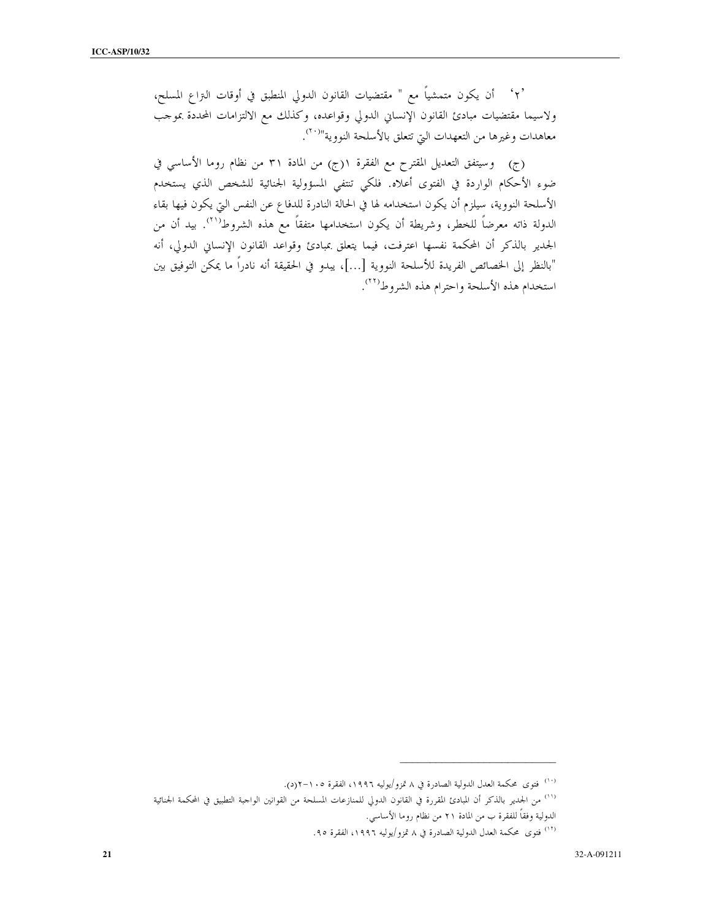'٢' أن يكون متمشياً مع " مقتضيات القانون الدولي المنطبق في أوقات التراع المسلح، ولاسيما مقتضيات مبادئ القانون الإنساني الدولي وقواعده، وكذلك مع الالتزامات المحددة بموجب معاهدات وغيرها من التعهدات التي تتعلق بالأسلحة النووية"[٢٠].

(ج) وسيتفق التعديل المقترح مع الفقرة ١(ج) من المادة ٣١ من نظام روما الأساسي في ضوء الأحكام الواردة في الفتوى أعلاه. فلكي تنتفي المسؤولية الجنائية للشخص الذي يستخدم الأسلحة النووية، سيلزم أن يكون استخدامه لها في الحالة النادرة للدفاع عن النفس التي يكون فيها بقاء الدولة ذاته معرضاً للخطر، وشريطة أن يكون استخدامها متفقاً مع هذه الشروط[٢١]. بيد أن من الجدير بالذكر أن المحكمة نفسها اعترفت، فيما يتعلق بمبادئ وقواعد القانون الإنساني الدولي، أنه "بالنظر إلى الخصائص الفريدة للأسلحة النووية [...]، يبدو في الحقيقة أنه نادراً ما يمكن التوفيق بين استخدام هذه الأسلحة واحترام هذه الشروط[٢٢].

---

[٢٠] فتوى محكمة العدل الدولية الصادرة في ٨ تموز/يوليه ١٩٩٦، الفقرة ١٠٥-٢(د).

[٢١] من الجدير بالذكر أن المبادئ المقررة في القانون الدولي للمنازعات المسلحة من القوانين الواجبة التطبيق في المحكمة الجنائية الدولية وفقاً للفقرة ب من المادة ٢١ من نظام روما الأساسي.

[٢٢] فتوى محكمة العدل الدولية الصادرة في ٨ تموز/يوليه ١٩٩٦، الفقرة ٩٥.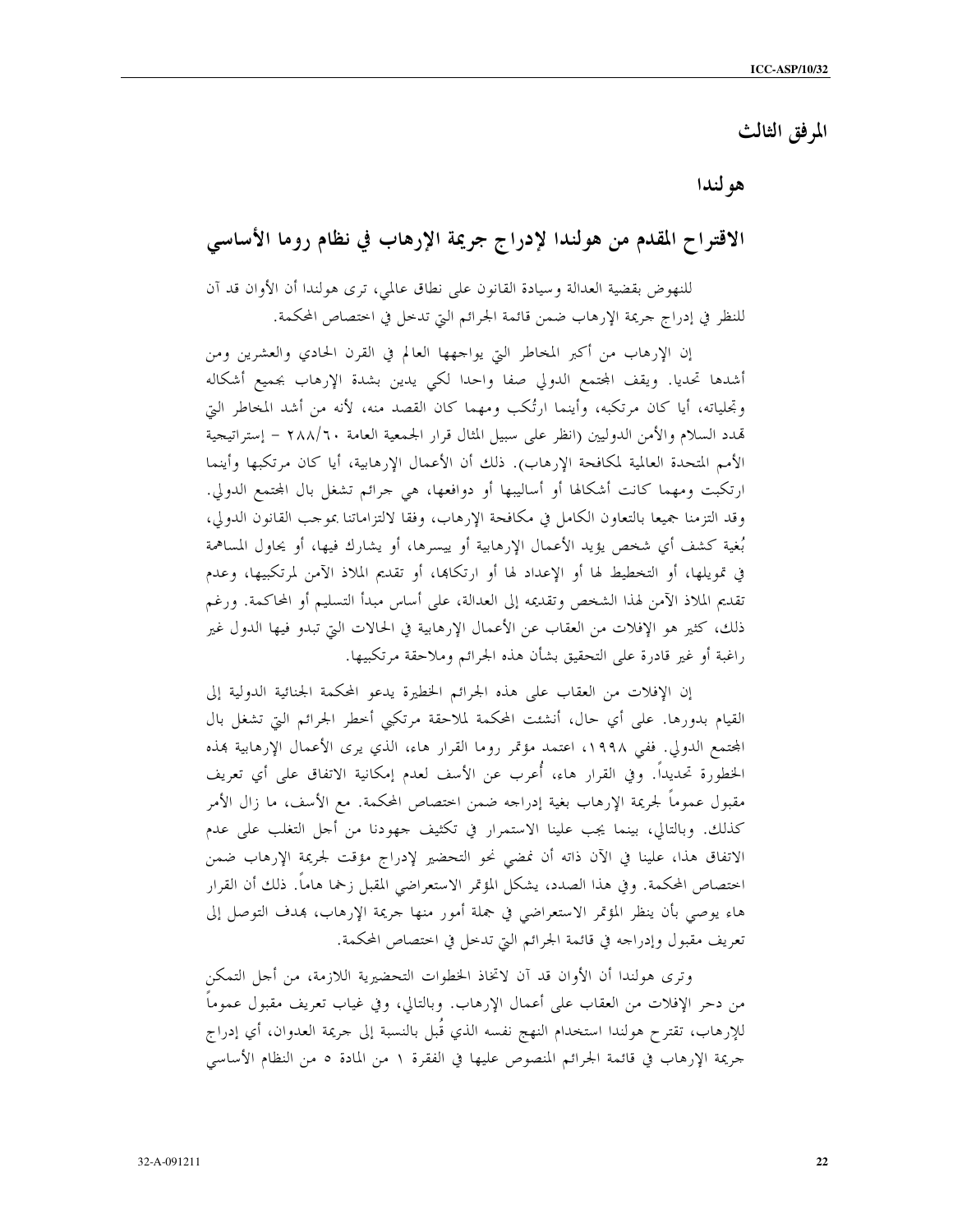# المرفق الثالث

## هولندا

## الاقتراح المقدم من هولندا لإدراج جريمة الإرهاب في نظام روما الأساسي

للنهوض بقضية العدالة وسيادة القانون على نطاق عالمي، ترى هولندا أن الأوان قد آن للنظر في إدراج جريمة الإرهاب ضمن قائمة الجرائم التي تدخل في اختصاص المحكمة.

إن الإرهاب من أكبر المخاطر التي يواجهها العالم في القرن الحادي والعشرين ومن أشدها تحديا. ويقف المجتمع الدولي صفا واحدا لكي يدين بشدة الإرهاب بجميع أشكاله وتجلياته، أيا كان مرتكبه، وأينما ارتُكب ومهما كان القصد منه، لأنه من أشد المخاطر التي تهدد السلام والأمن الدوليين (انظر على سبيل المثال قرار الجمعية العامة ٢٨٨/٦٠ – إستراتيجية الأمم المتحدة العالمية لمكافحة الإرهاب). ذلك أن الأعمال الإرهابية، أيا كان مرتكبها وأينما ارتكبت ومهما كانت أشكالها أو أساليبها أو دوافعها، هي جرائم تشغل بال المجتمع الدولي. وقد التزمنا جميعا بالتعاون الكامل في مكافحة الإرهاب، وفقا لالتزاماتنا بموجب القانون الدولي، بُغية كشف أي شخص يؤيد الأعمال الإرهابية أو ييسرها، أو يشارك فيها، أو يحاول المساهمة في تمويلها، أو التخطيط لها أو الإعداد لها أو ارتكابها، أو تقديم الملاذ الآمن لمرتكبيها، وعدم تقديم الملاذ الآمن لهذا الشخص وتقديمه إلى العدالة، على أساس مبدأ التسليم أو المحاكمة. ورغم ذلك، كثير هو الإفلات من العقاب عن الأعمال الإرهابية في الحالات التي تبدو فيها الدول غير راغبة أو غير قادرة على التحقيق بشأن هذه الجرائم وملاحقة مرتكبيها.

إن الإفلات من العقاب على هذه الجرائم الخطيرة يدعو المحكمة الجنائية الدولية إلى القيام بدورها. على أي حال، أنشئت المحكمة لملاحقة مرتكبي أخطر الجرائم التي تشغل بال المجتمع الدولي. ففي ١٩٩٨، اعتمد مؤتمر روما القرار هاء، الذي يرى الأعمال الإرهابية بهذه الخطورة تحديداً. وفي القرار هاء، أُعرب عن الأسف لعدم إمكانية الاتفاق على أي تعريف مقبول عموماً لجريمة الإرهاب بغية إدراجه ضمن اختصاص المحكمة. مع الأسف، ما زال الأمر كذلك. وبالتالي، بينما يجب علينا الاستمرار في تكثيف جهودنا من أجل التغلب على عدم الاتفاق هذا، علينا في الآن ذاته أن نمضي نحو التحضير لإدراج مؤقت لجريمة الإرهاب ضمن اختصاص المحكمة. وفي هذا الصدد، يشكل المؤتمر الاستعراضي المقبل زخما هاماً. ذلك أن القرار هاء يوصي بأن ينظر المؤتمر الاستعراضي في جملة أمور منها جريمة الإرهاب، بهدف التوصل إلى تعريف مقبول وإدراجه في قائمة الجرائم التي تدخل في اختصاص المحكمة.

وترى هولندا أن الأوان قد آن لاتخاذ الخطوات التحضيرية اللازمة، من أجل التمكن من دحر الإفلات من العقاب على أعمال الإرهاب. وبالتالي، وفي غياب تعريف مقبول عموماً للإرهاب، تقترح هولندا استخدام النهج نفسه الذي قُبل بالنسبة إلى جريمة العدوان، أي إدراج جريمة الإرهاب في قائمة الجرائم المنصوص عليها في الفقرة ١ من المادة ٥ من النظام الأساسي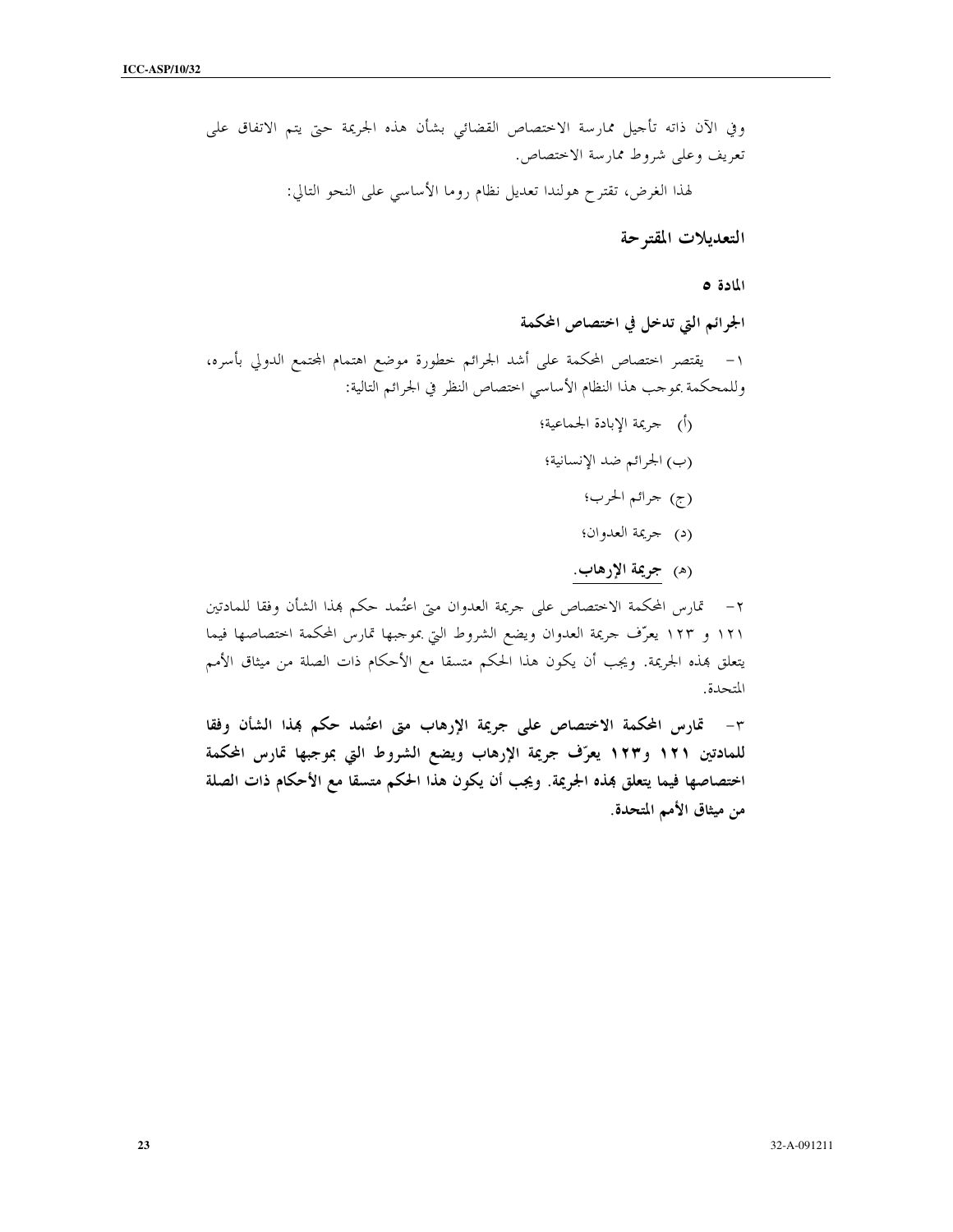وفي الآن ذاته تأجيل ممارسة الاختصاص القضائي بشأن هذه الجريمة حتى يتم الاتفاق على تعريف وعلى شروط ممارسة الاختصاص.

لهذا الغرض، تقترح هولندا تعديل نظام روما الأساسي على النحو التالي:

## التعديلات المقترحة

### المادة ٥

### الجرائم التي تدخل في اختصاص المحكمة

١- يقتصر اختصاص المحكمة على أشد الجرائم خطورة موضع اهتمام المجتمع الدولي بأسره، وللمحكمة بموجب هذا النظام الأساسي اختصاص النظر في الجرائم التالية:

(أ) جريمة الإبادة الجماعية؛

(ب) الجرائم ضد الإنسانية؛

(ج) جرائم الحرب؛

(د) جريمة العدوان؛

(هـ) **جريمة الإرهاب.**

٢- تمارس المحكمة الاختصاص على جريمة العدوان متى اعتُمد حكم بهذا الشأن وفقا للمادتين ١٢١ و ١٢٣ يعرّف جريمة العدوان ويضع الشروط التي بموجبها تمارس المحكمة اختصاصها فيما يتعلق بهذه الجريمة. ويجب أن يكون هذا الحكم متسقا مع الأحكام ذات الصلة من ميثاق الأمم المتحدة.

**٣- تمارس المحكمة الاختصاص على جريمة الإرهاب متى اعتُمد حكم بهذا الشأن وفقا للمادتين ١٢١ و١٢٣ يعرّف جريمة الإرهاب ويضع الشروط التي بموجبها تمارس المحكمة اختصاصها فيما يتعلق بهذه الجريمة. ويجب أن يكون هذا الحكم متسقا مع الأحكام ذات الصلة من ميثاق الأمم المتحدة.**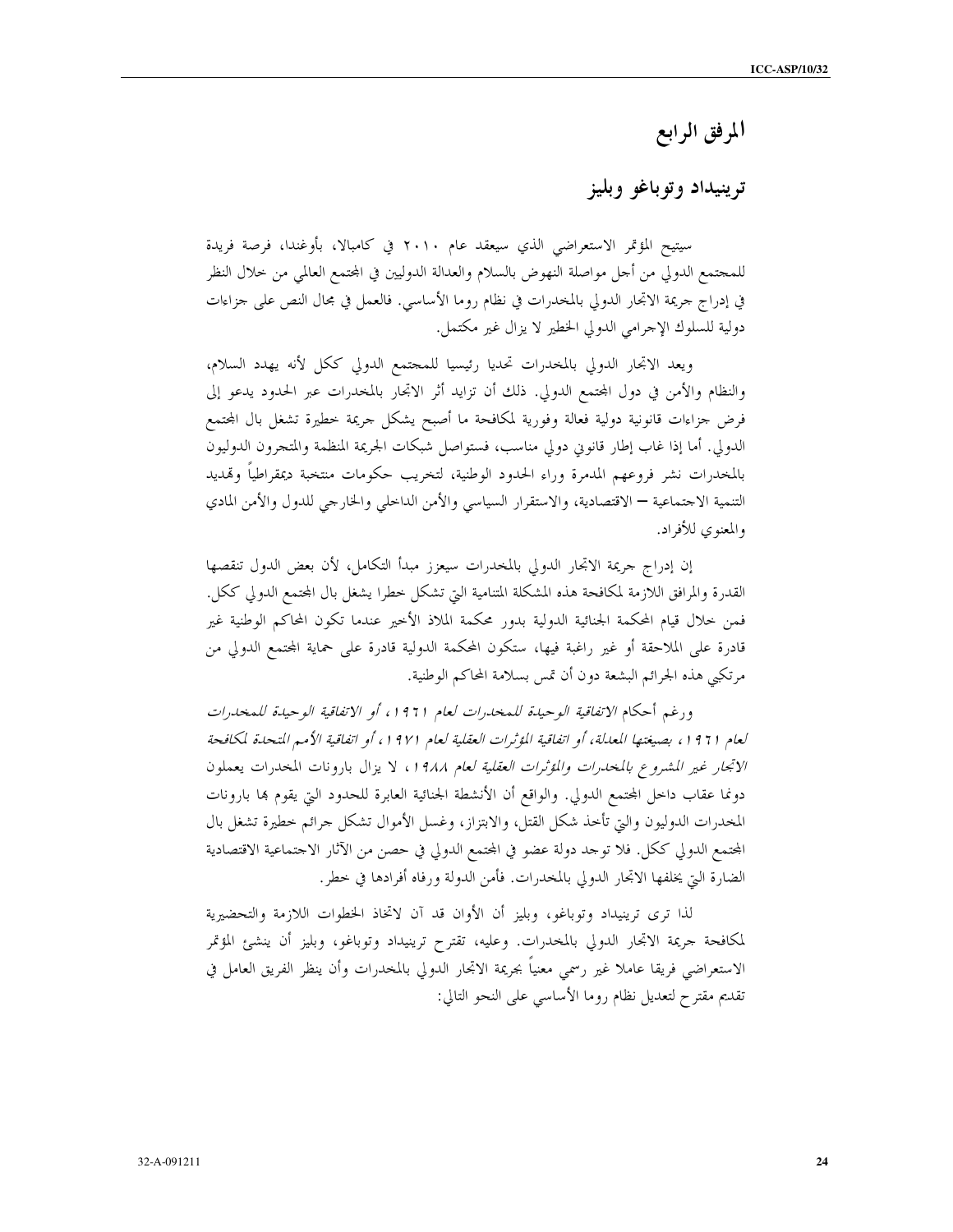# المرفق الرابع

## ترينيداد وتوباغو وبليز

سيتيح المؤتمر الاستعراضي الذي سيعقد عام ٢٠١٠ في كامبالا، بأوغندا، فرصة فريدة للمجتمع الدولي من أجل مواصلة النهوض بالسلام والعدالة الدوليين في المجتمع العالمي من خلال النظر في إدراج جريمة الاتجار الدولي بالمخدرات في نظام روما الأساسي. فالعمل في مجال النص على جزاءات دولية للسلوك الإجرامي الدولي الخطير لا يزال غير مكتمل.

ويعد الاتجار الدولي بالمخدرات تحديا رئيسيا للمجتمع الدولي ككل لأنه يهدد السلام، والنظام والأمن في دول المجتمع الدولي. ذلك أن تزايد أثر الاتجار بالمخدرات عبر الحدود يدعو إلى فرض جزاءات قانونية دولية فعالة وفورية لمكافحة ما أصبح يشكل جريمة خطيرة تشغل بال المجتمع الدولي. أما إذا غاب إطار قانوني دولي مناسب، فستواصل شبكات الجريمة المنظمة والمتجرون الدوليون بالمخدرات نشر فروعهم المدمرة وراء الحدود الوطنية، لتخريب حكومات منتخبة ديمقراطياً وتهديد التنمية الاجتماعية – الاقتصادية، والاستقرار السياسي والأمن الداخلي والخارجي للدول والأمن المادي والمعنوي للأفراد.

إن إدراج جريمة الاتجار الدولي بالمخدرات سيعزز مبدأ التكامل، لأن بعض الدول تنقصها القدرة والمرافق اللازمة لمكافحة هذه المشكلة المتنامية التي تشكل خطرا يشغل بال المجتمع الدولي ككل. فمن خلال قيام المحكمة الجنائية الدولية بدور محكمة الملاذ الأخير عندما تكون المحاكم الوطنية غير قادرة على الملاحقة أو غير راغبة فيها، ستكون المحكمة الدولية قادرة على حماية المجتمع الدولي من مرتكبي هذه الجرائم البشعة دون أن تمس بسلامة المحاكم الوطنية.

ورغم أحكام *الاتفاقية الوحيدة للمخدرات لعام ١٩٦١، أو الاتفاقية الوحيدة للمخدرات لعام ١٩٦١، بصيغتها المعدلة، أو اتفاقية المؤثرات العقلية لعام ١٩٧١، أو اتفاقية الأمم المتحدة لمكافحة الاتجار غير المشروع بالمخدرات والمؤثرات العقلية لعام ١٩٨٨*، لا يزال بارونات المخدرات يعملون دونما عقاب داخل المجتمع الدولي. والواقع أن الأنشطة الجنائية العابرة للحدود التي يقوم بها بارونات المخدرات الدوليون والتي تأخذ شكل القتل، والابتزاز، وغسل الأموال تشكل جرائم خطيرة تشغل بال المجتمع الدولي ككل. فلا توجد دولة عضو في المجتمع الدولي في حصن من الآثار الاجتماعية الاقتصادية الضارة التي يخلفها الاتجار الدولي بالمخدرات. فأمن الدولة ورفاه أفرادها في خطر.

لذا ترى ترينيداد وتوباغو، وبليز أن الأوان قد آن لاتخاذ الخطوات اللازمة والتحضيرية لمكافحة جريمة الاتجار الدولي بالمخدرات. وعليه، تقترح ترينيداد وتوباغو، وبليز أن ينشئ المؤتمر الاستعراضي فريقا عاملا غير رسمي معنياً بجريمة الاتجار الدولي بالمخدرات وأن ينظر الفريق العامل في تقديم مقترح لتعديل نظام روما الأساسي على النحو التالي: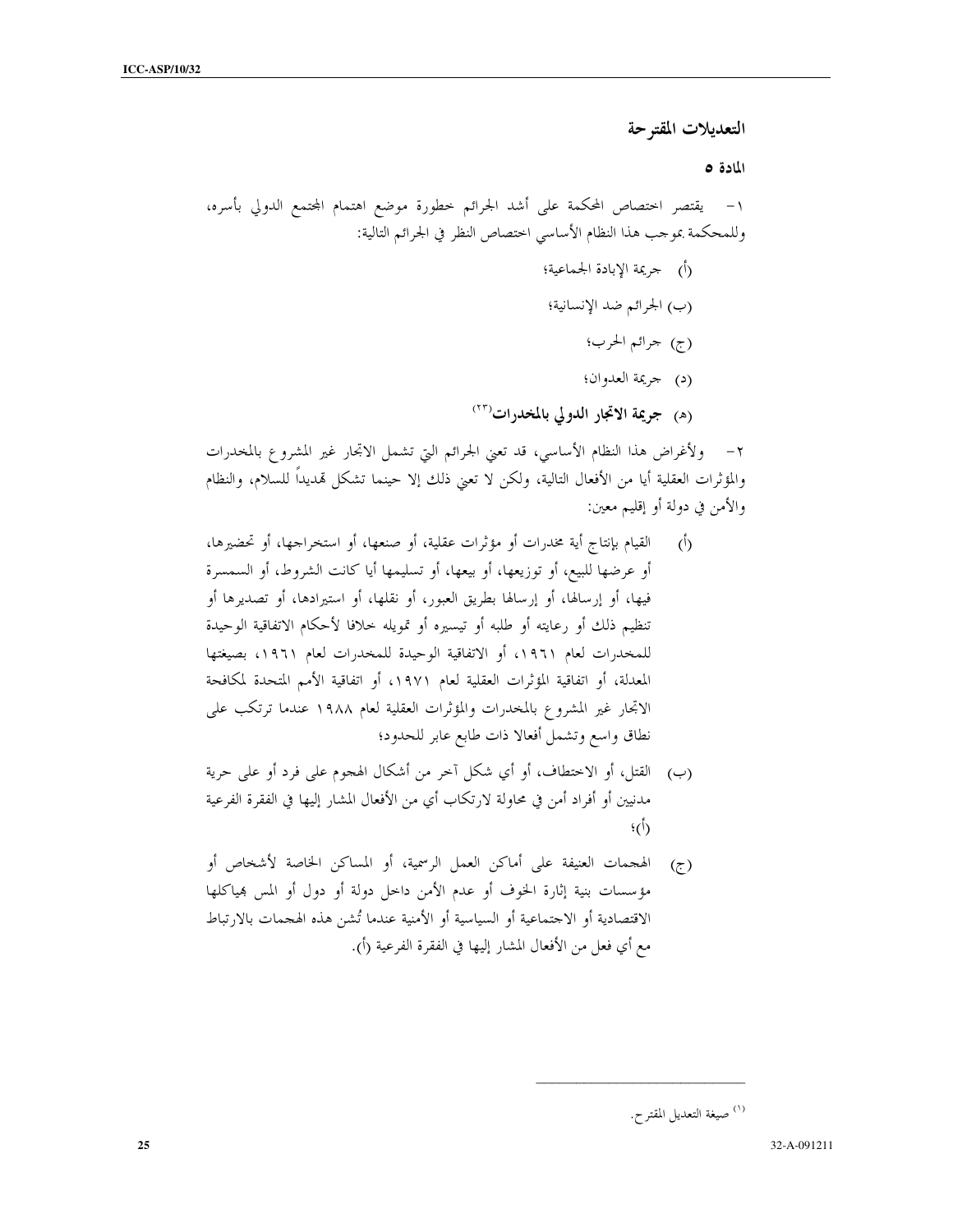## التعديلات المقترحة

### المادة ٥

١ – يقتصر اختصاص المحكمة على أشد الجرائم خطورة موضع اهتمام المجتمع الدولي بأسره، وللمحكمة بموجب هذا النظام الأساسي اختصاص النظر في الجرائم التالية:

(أ) جريمة الإبادة الجماعية؛

(ب) الجرائم ضد الإنسانية؛

(ج) جرائم الحرب؛

(د) جريمة العدوان؛

(هـ) **جريمة الاتجار الدولي بالمخدرات**[٢٣]

٢ – ولأغراض هذا النظام الأساسي، قد تعني الجرائم التي تشمل الاتجار غير المشروع بالمخدرات والمؤثرات العقلية أيا من الأفعال التالية، ولكن لا تعني ذلك إلا حينما تشكل تهديداً للسلام، والنظام والأمن في دولة أو إقليم معين:

(أ) القيام بإنتاج أية مخدرات أو مؤثرات عقلية، أو صنعها، أو استخراجها، أو تحضيرها، أو عرضها للبيع، أو توزيعها، أو بيعها، أو تسليمها أيا كانت الشروط، أو السمسرة فيها، أو إرسالها، أو إرسالها بطريق العبور، أو نقلها، أو استيرادها، أو تصديرها أو تنظيم ذلك أو رعايته أو طلبه أو تيسيره أو تمويله خلافا لأحكام الاتفاقية الوحيدة للمخدرات لعام ١٩٦١، أو الاتفاقية الوحيدة للمخدرات لعام ١٩٦١، بصيغتها المعدلة، أو اتفاقية المؤثرات العقلية لعام ١٩٧١، أو اتفاقية الأمم المتحدة لمكافحة الاتجار غير المشروع بالمخدرات والمؤثرات العقلية لعام ١٩٨٨ عندما ترتكب على نطاق واسع وتشمل أفعالا ذات طابع عابر للحدود؛

(ب) القتل، أو الاختطاف، أو أي شكل آخر من أشكال الهجوم على فرد أو على حرية مدنيين أو أفراد أمن في محاولة لارتكاب أي من الأفعال المشار إليها في الفقرة الفرعية (أ)؛

(ج) الهجمات العنيفة على أماكن العمل الرسمية، أو المساكن الخاصة لأشخاص أو مؤسسات بنية إثارة الخوف أو عدم الأمن داخل دولة أو دول أو المس بهياكلها الاقتصادية أو الاجتماعية أو السياسية أو الأمنية عندما تُشن هذه الهجمات بالارتباط مع أي فعل من الأفعال المشار إليها في الفقرة الفرعية (أ).

---

[١] صيغة التعديل المقترح.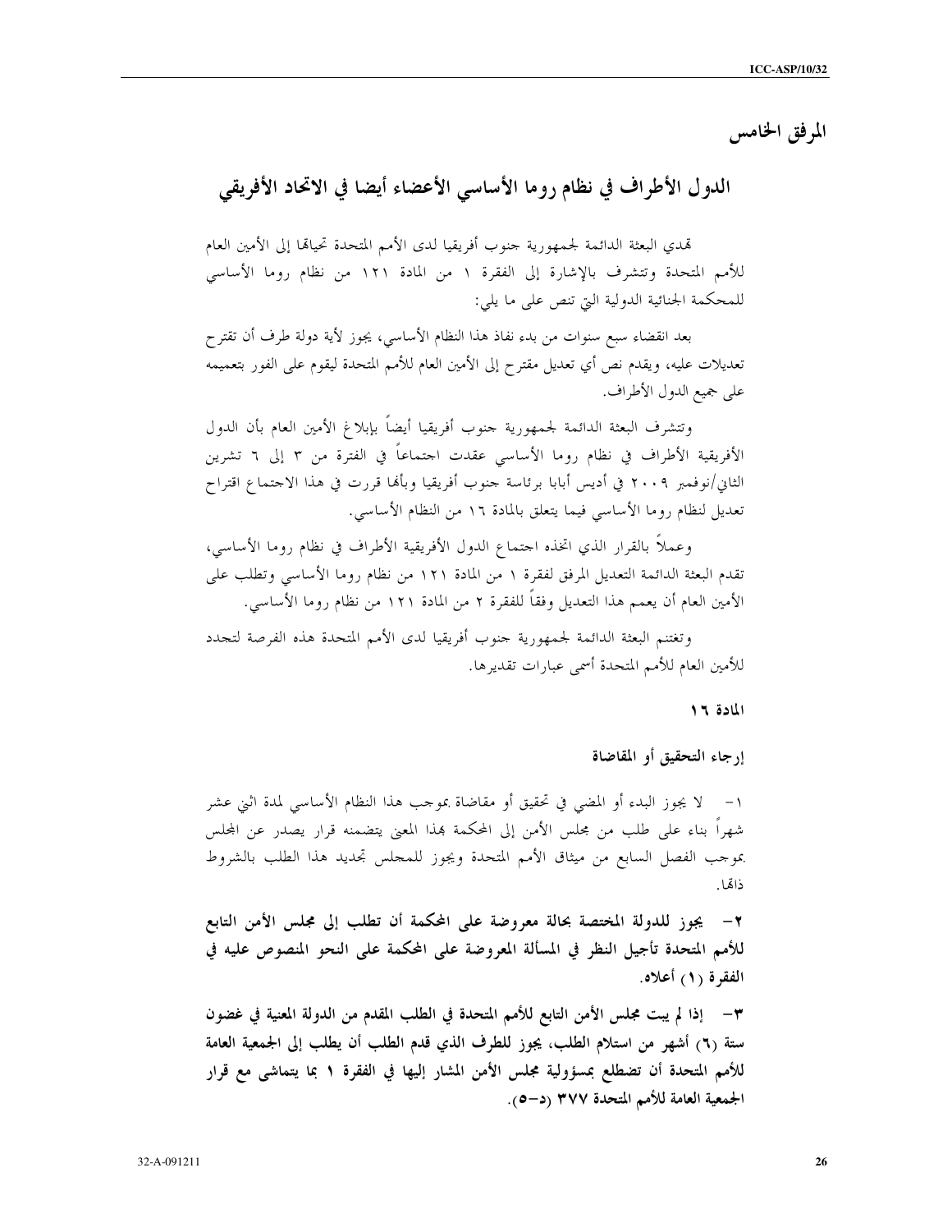# المرفق الخامس

## الدول الأطراف في نظام روما الأساسي الأعضاء أيضا في الاتحاد الأفريقي

تهدي البعثة الدائمة لجمهورية جنوب أفريقيا لدى الأمم المتحدة تحياتها إلى الأمين العام للأمم المتحدة وتتشرف بالإشارة إلى الفقرة ١ من المادة ١٢١ من نظام روما الأساسي للمحكمة الجنائية الدولية التي تنص على ما يلي:

بعد انقضاء سبع سنوات من بدء نفاذ هذا النظام الأساسي، يجوز لأية دولة طرف أن تقترح تعديلات عليه، ويقدم نص أي تعديل مقترح إلى الأمين العام للأمم المتحدة ليقوم على الفور بتعميمه على جميع الدول الأطراف.

وتتشرف البعثة الدائمة لجمهورية جنوب أفريقيا أيضاً بإبلاغ الأمين العام بأن الدول الأفريقية الأطراف في نظام روما الأساسي عقدت اجتماعاً في الفترة من ٣ إلى ٦ تشرين الثاني/نوفمبر ٢٠٠٩ في أديس أبابا برئاسة جنوب أفريقيا وبأنها قررت في هذا الاجتماع اقتراح تعديل لنظام روما الأساسي فيما يتعلق بالمادة ١٦ من النظام الأساسي.

وعملاً بالقرار الذي اتخذه اجتماع الدول الأفريقية الأطراف في نظام روما الأساسي، تقدم البعثة الدائمة التعديل المرفق لفقرة ١ من المادة ١٢١ من نظام روما الأساسي وتطلب على الأمين العام أن يعمم هذا التعديل وفقاً للفقرة ٢ من المادة ١٢١ من نظام روما الأساسي.

وتغتنم البعثة الدائمة لجمهورية جنوب أفريقيا لدى الأمم المتحدة هذه الفرصة لتجدد للأمين العام للأمم المتحدة أسمى عبارات تقديرها.

**المادة ١٦**

**إرجاء التحقيق أو المقاضاة**

١- لا يجوز البدء أو المضي في تحقيق أو مقاضاة بموجب هذا النظام الأساسي لمدة اثني عشر شهراً بناء على طلب من مجلس الأمن إلى المحكمة بهذا المعنى يتضمنه قرار يصدر عن المجلس بموجب الفصل السابع من ميثاق الأمم المتحدة ويجوز للمجلس تجديد هذا الطلب بالشروط ذاتها.

**٢- يجوز للدولة المختصة بحالة معروضة على المحكمة أن تطلب إلى مجلس الأمن التابع للأمم المتحدة تأجيل النظر في المسألة المعروضة على المحكمة على النحو المنصوص عليه في الفقرة (١) أعلاه.**

**٣- إذا لم يبت مجلس الأمن التابع للأمم المتحدة في الطلب المقدم من الدولة المعنية في غضون ستة (٦) أشهر من استلام الطلب، يجوز للطرف الذي قدم الطلب أن يطلب إلى الجمعية العامة للأمم المتحدة أن تضطلع بمسؤولية مجلس الأمن المشار إليها في الفقرة ١ بما يتماشى مع قرار الجمعية العامة للأمم المتحدة ٣٧٧ (د-٥).**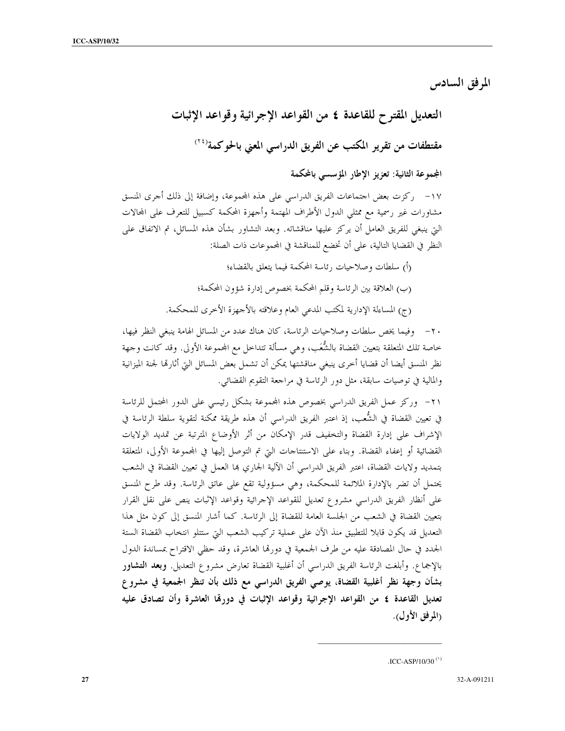# المرفق السادس

## التعديل المقترح للقاعدة ٤ من القواعد الإجرائية وقواعد الإثبات

## مقتطفات من تقرير المكتب عن الفريق الدراسي المعني بالحوكمة[٢٤]

### المجموعة الثانية: تعزيز الإطار المؤسسي بالمحكمة

١٧- ركزت بعض اجتماعات الفريق الدراسي على هذه المجموعة، وإضافة إلى ذلك أجرى المنسق مشاورات غير رسمية مع ممثلي الدول الأطراف المهتمة وأجهزة المحكمة كسبيل للتعرف على المجالات التي ينبغي للفريق العامل أن يركز عليها مناقشاته. وبعد التشاور بشأن هذه المسائل، تم الاتفاق على النظر في القضايا التالية، على أن تخضع للمناقشة في المجموعات ذات الصلة:

(أ) سلطات وصلاحيات رئاسة المحكمة فيما يتعلق بالقضاء؛

(ب) العلاقة بين الرئاسة وقلم المحكمة بخصوص إدارة شؤون المحكمة؛

(ج) المساءلة الإدارية لمكتب المدعي العام وعلاقته بالأجهزة الأخرى للمحكمة.

٢٠- وفيما يخص سلطات وصلاحيات الرئاسة، كان هناك عدد من المسائل الهامة ينبغي النظر فيها، خاصة تلك المتعلقة بتعيين القضاة بالشُّعَب، وهي مسألة تتداخل مع المجموعة الأولى. وقد كانت وجهة نظر المنسق أيضا أن قضايا أخرى ينبغي مناقشتها يمكن أن تشمل بعض المسائل التي أثارتها لجنة الميزانية والمالية في توصيات سابقة، مثل دور الرئاسة في مراجعة التقويم القضائي.

٢١- وركز عمل الفريق الدراسي بخصوص هذه المجموعة بشكل رئيسي على الدور المحتمل للرئاسة في تعيين القضاة في الشُّعب، إذ اعتبر الفريق الدراسي أن هذه طريقة ممكنة لتقوية سلطة الرئاسة في الإشراف على إدارة القضاة والتخفيف قدر الإمكان من أثر الأوضاع المترتبة عن تمديد الولايات القضائية أو إعفاء القضاة. وبناء على الاستنتاجات التي تم التوصل إليها في المجموعة الأولى، المتعلقة بتمديد ولايات القضاة، اعتبر الفريق الدراسي أن الآلية الجاري بها العمل في تعيين القضاة في الشعب يحتمل أن تضر بالإدارة الملائمة للمحكمة، وهي مسؤولية تقع على عاتق الرئاسة. وقد طرح المنسق على أنظار الفريق الدراسي مشروع تعديل للقواعد الإجرائية وقواعد الإثبات ينص على نقل القرار بتعيين القضاة في الشعب من الجلسة العامة للقضاة إلى الرئاسة. كما أشار المنسق إلى كون مثل هذا التعديل قد يكون قابلا للتطبيق منذ الآن على عملية تركيب الشعب التي ستتلو انتخاب القضاة الستة الجدد في حال المصادقة عليه من طرف الجمعية في دورتها العاشرة، وقد حظي الاقتراح بمساندة الدول بالإجماع. وأبلغت الرئاسة الفريق الدراسي أن أغلبية القضاة تعارض مشروع التعديل. **وبعد التشاور بشأن وجهة نظر أغلبية القضاة، يوصي الفريق الدراسي مع ذلك بأن تنظر الجمعية في مشروع تعديل القاعدة ٤ من القواعد الإجرائية وقواعد الإثبات في دورتها العاشرة وأن تصادق عليه (المرفق الأول).**

---

[١] ICC-ASP/10/30.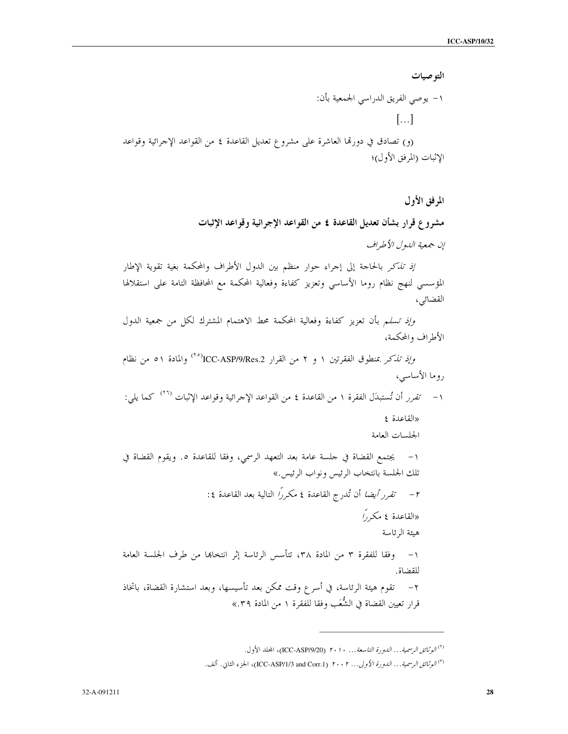## التوصيات

١- يوصي الفريق الدراسي الجمعية بأن:

[...]

(و) تصادق في دورتها العاشرة على مشروع تعديل القاعدة ٤ من القواعد الإجرائية وقواعد الإثبات (المرفق الأول)؛

## المرفق الأول

### مشروع قرار بشأن تعديل القاعدة ٤ من القواعد الإجرائية وقواعد الإثبات

*إن جمعية الدول الأطراف*

*إذ تذكر* بالحاجة إلى إجراء حوار منظم بين الدول الأطراف والمحكمة بغية تقوية الإطار المؤسسي لنهج نظام روما الأساسي وتعزيز كفاءة وفعالية المحكمة مع المحافظة التامة على استقلالها القضائي،

*وإذ تسلم* بأن تعزيز كفاءة وفعالية المحكمة محط الاهتمام المشترك لكل من جمعية الدول الأطراف والمحكمة،

*وإذ تذكر* بمنطوق الفقرتين ١ و ٢ من القرار ICC-ASP/9/Res.2[٢٥] والمادة ٥١ من نظام روما الأساسي،

١- *تقرر* أن تُستبدَل الفقرة ١ من القاعدة ٤ من القواعد الإجرائية وقواعد الإثبات [٢٦] كما يلي:

«القاعدة ٤

الجلسات العامة

١- يجتمع القضاة في جلسة عامة بعد التعهد الرسمي، وفقا للقاعدة ٥. ويقوم القضاة في تلك الجلسة بانتخاب الرئيس ونواب الرئيس.»

٢- *تقرر أيضا* أن تُدرج القاعدة ٤ مكرراً التالية بعد القاعدة ٤:

«القاعدة ٤ مكرراً

هيئة الرئاسة

١- وفقا للفقرة ٣ من المادة ٣٨، تتأسس الرئاسة إثر انتخابها من طرف الجلسة العامة للقضاة.

٢- تقوم هيئة الرئاسة، في أسرع وقت ممكن بعد تأسيسها، وبعد استشارة القضاة، باتخاذ قرار تعيين القضاة في الشُّعَب وفقا للفقرة ١ من المادة ٣٩.»

---

[٢] *الوثائق الرسمية... الدورة التاسعة...* ٢٠١٠ (ICC-ASP/9/20)، المجلد الأول.

[٣] *الوثائق الرسمية... الدورة الأولى...* ٢٠٠٢ (ICC-ASP/1/3 and Corr.1)، الجزء الثاني. ألف.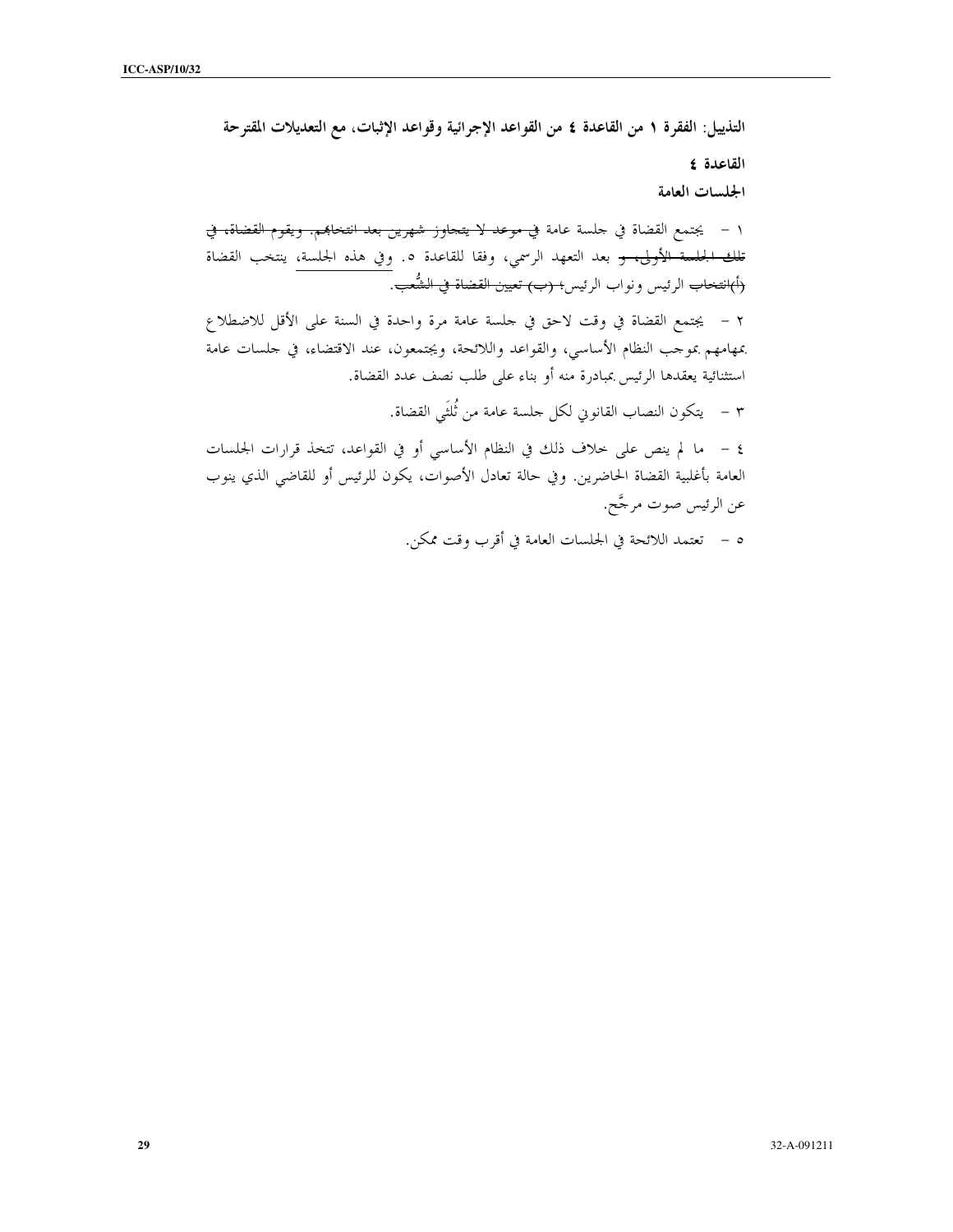**التذييل: الفقرة ١ من القاعدة ٤ من القواعد الإجرائية وقواعد الإثبات، مع التعديلات المقترحة**

**القاعدة ٤**

**الجلسات العامة**

١ – يجتمع القضاة في جلسة عامة ~~في موعد لا يتجاوز شهرين بعد انتخابهم. ويقوم القضاة، في تلك الجلسة الأولى، و~~ بعد التعهد الرسمي، وفقا للقاعدة ٥. وفي هذه الجلسة، ينتخب القضاة ~~(أ) انتخاب~~ الرئيس ونواب الرئيس~~؛ (ب) تعيين القضاة في الشُّعب~~.

٢ – يجتمع القضاة في وقت لاحق في جلسة عامة مرة واحدة في السنة على الأقل للاضطلاع بمهامهم بموجب النظام الأساسي، والقواعد واللائحة، ويجتمعون، عند الاقتضاء، في جلسات عامة استثنائية يعقدها الرئيس بمبادرة منه أو بناء على طلب نصف عدد القضاة.

٣ – يتكون النصاب القانوني لكل جلسة عامة من ثُلثَي القضاة.

٤ – ما لم ينص على خلاف ذلك في النظام الأساسي أو في القواعد، تتخذ قرارات الجلسات العامة بأغلبية القضاة الحاضرين. وفي حالة تعادل الأصوات، يكون للرئيس أو للقاضي الذي ينوب عن الرئيس صوت مرجِّح.

٥ – تعتمد اللائحة في الجلسات العامة في أقرب وقت ممكن.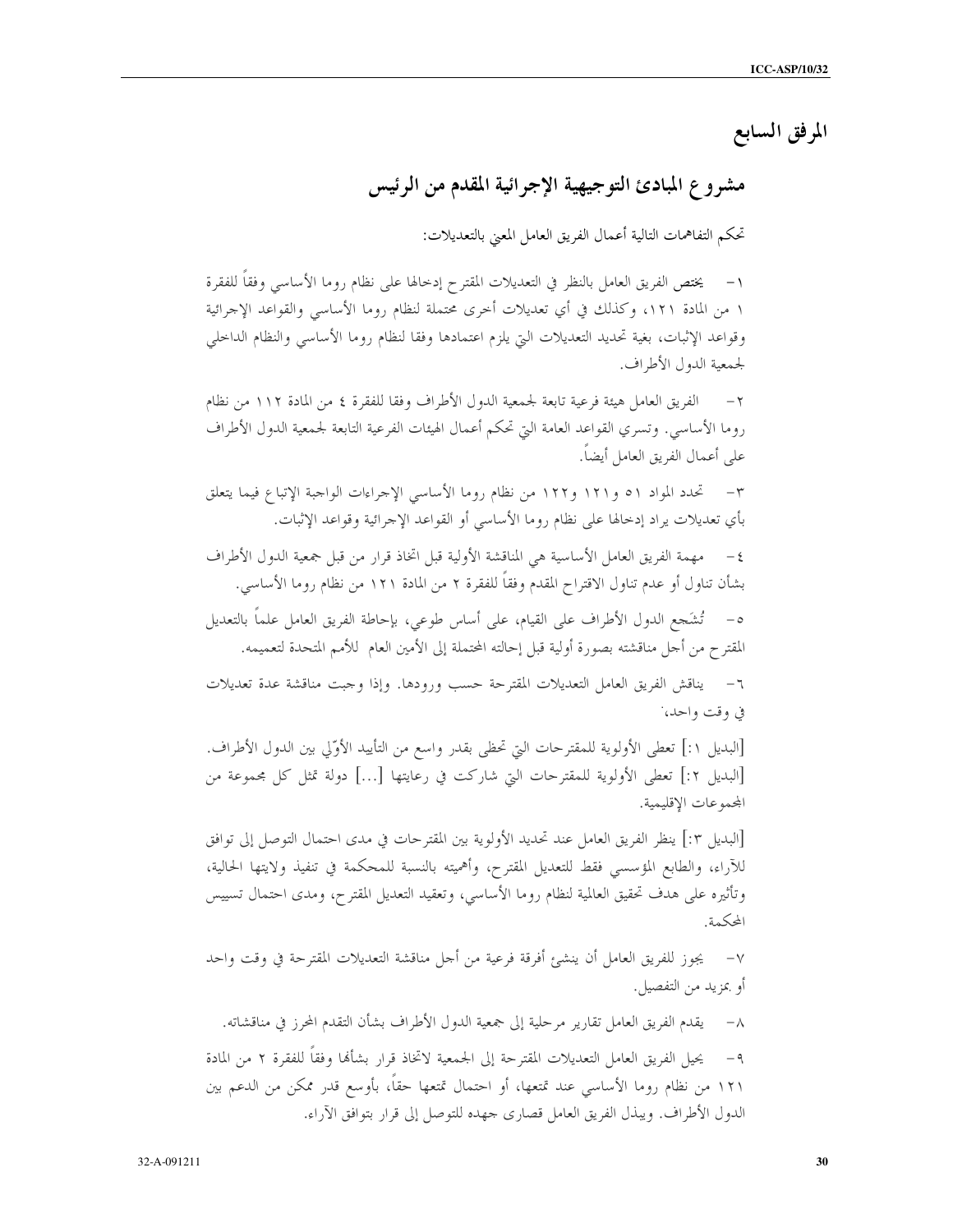# المرفق السابع

## مشروع المبادئ التوجيهية الإجرائية المقدم من الرئيس

تحكم التفاهمات التالية أعمال الفريق العامل المعني بالتعديلات:

١- يختص الفريق العامل بالنظر في التعديلات المقترح إدخالها على نظام روما الأساسي وفقاً للفقرة ١ من المادة ١٢١، وكذلك في أي تعديلات أخرى محتملة لنظام روما الأساسي والقواعد الإجرائية وقواعد الإثبات، بغية تحديد التعديلات التي يلزم اعتمادها وفقا لنظام روما الأساسي والنظام الداخلي لجمعية الدول الأطراف.

٢- الفريق العامل هيئة فرعية تابعة لجمعية الدول الأطراف وفقا للفقرة ٤ من المادة ١١٢ من نظام روما الأساسي. وتسري القواعد العامة التي تحكم أعمال الهيئات الفرعية التابعة لجمعية الدول الأطراف على أعمال الفريق العامل أيضاً.

٣- تحدد المواد ٥١ و١٢١ و١٢٢ من نظام روما الأساسي الإجراءات الواجبة الإتباع فيما يتعلق بأي تعديلات يراد إدخالها على نظام روما الأساسي أو القواعد الإجرائية وقواعد الإثبات.

٤- مهمة الفريق العامل الأساسية هي المناقشة الأولية قبل اتخاذ قرار من قبل جمعية الدول الأطراف بشأن تناول أو عدم تناول الاقتراح المقدم وفقاً للفقرة ٢ من المادة ١٢١ من نظام روما الأساسي.

٥- تُشَجع الدول الأطراف على القيام، على أساس طوعي، بإحاطة الفريق العامل علماً بالتعديل المقترح من أجل مناقشته بصورة أولية قبل إحالته المحتملة إلى الأمين العام للأمم المتحدة لتعميمه.

٦- يناقش الفريق العامل التعديلات المقترحة حسب ورودها. وإذا وجبت مناقشة عدة تعديلات في وقت واحد،

[البديل ١:] تعطى الأولوية للمقترحات التي تحظى بقدر واسع من التأييد الأوّلي بين الدول الأطراف.
[البديل ٢:] تعطى الأولوية للمقترحات التي شاركت في رعايتها [...] دولة تمثل كل مجموعة من المجموعات الإقليمية.

[البديل ٣:] ينظر الفريق العامل عند تحديد الأولوية بين المقترحات في مدى احتمال التوصل إلى توافق للآراء، والطابع المؤسسي فقط للتعديل المقترح، وأهميته بالنسبة للمحكمة في تنفيذ ولايتها الحالية، وتأثيره على هدف تحقيق العالمية لنظام روما الأساسي، وتعقيد التعديل المقترح، ومدى احتمال تسييس المحكمة.

٧- يجوز للفريق العامل أن ينشئ أفرقة فرعية من أجل مناقشة التعديلات المقترحة في وقت واحد أو بمزيد من التفصيل.

٨- يقدم الفريق العامل تقارير مرحلية إلى جمعية الدول الأطراف بشأن التقدم المحرز في مناقشاته.

٩- يحيل الفريق العامل التعديلات المقترحة إلى الجمعية لاتخاذ قرار بشأنها وفقاً للفقرة ٢ من المادة ١٢١ من نظام روما الأساسي عند تمتعها، أو احتمال تمتعها حقاً، بأوسع قدر ممكن من الدعم بين الدول الأطراف. ويبذل الفريق العامل قصارى جهده للتوصل إلى قرار بتوافق الآراء.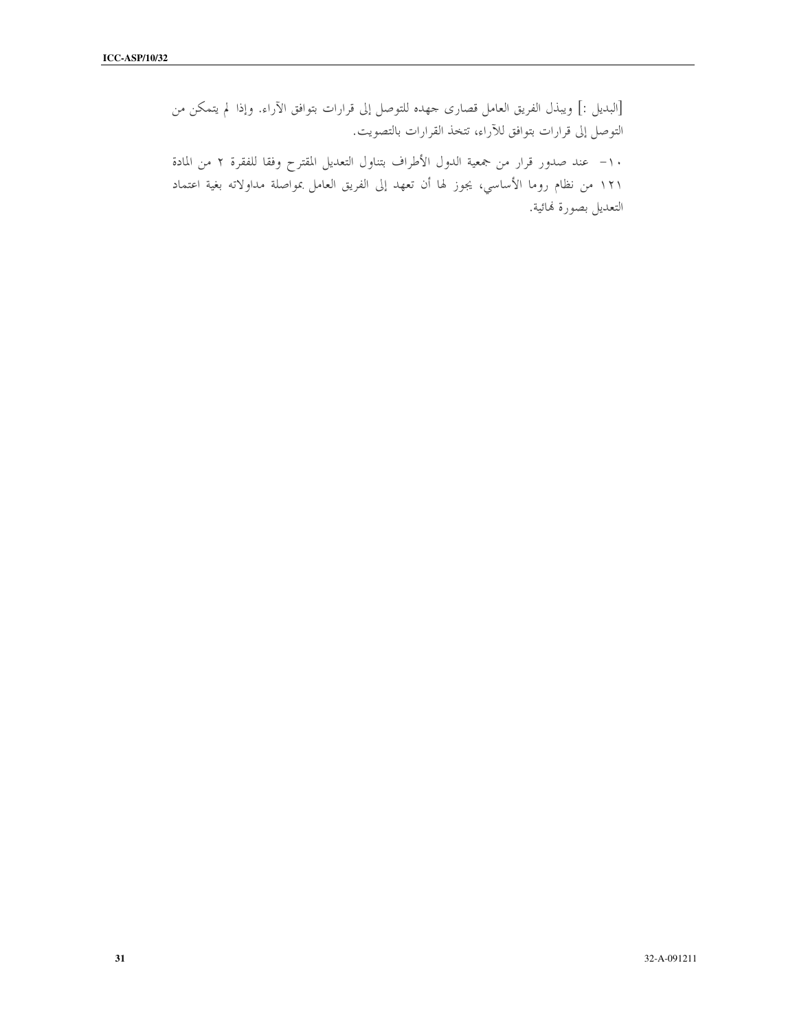[البديل :] ويبذل الفريق العامل قصارى جهده للتوصل إلى قرارات بتوافق الآراء. وإذا لم يتمكن من التوصل إلى قرارات بتوافق للآراء، تتخذ القرارات بالتصويت.

١٠- عند صدور قرار من جمعية الدول الأطراف بتناول التعديل المقترح وفقا للفقرة ٢ من المادة ١٢١ من نظام روما الأساسي، يجوز لها أن تعهد إلى الفريق العامل بمواصلة مداولاته بغية اعتماد التعديل بصورة نهائية.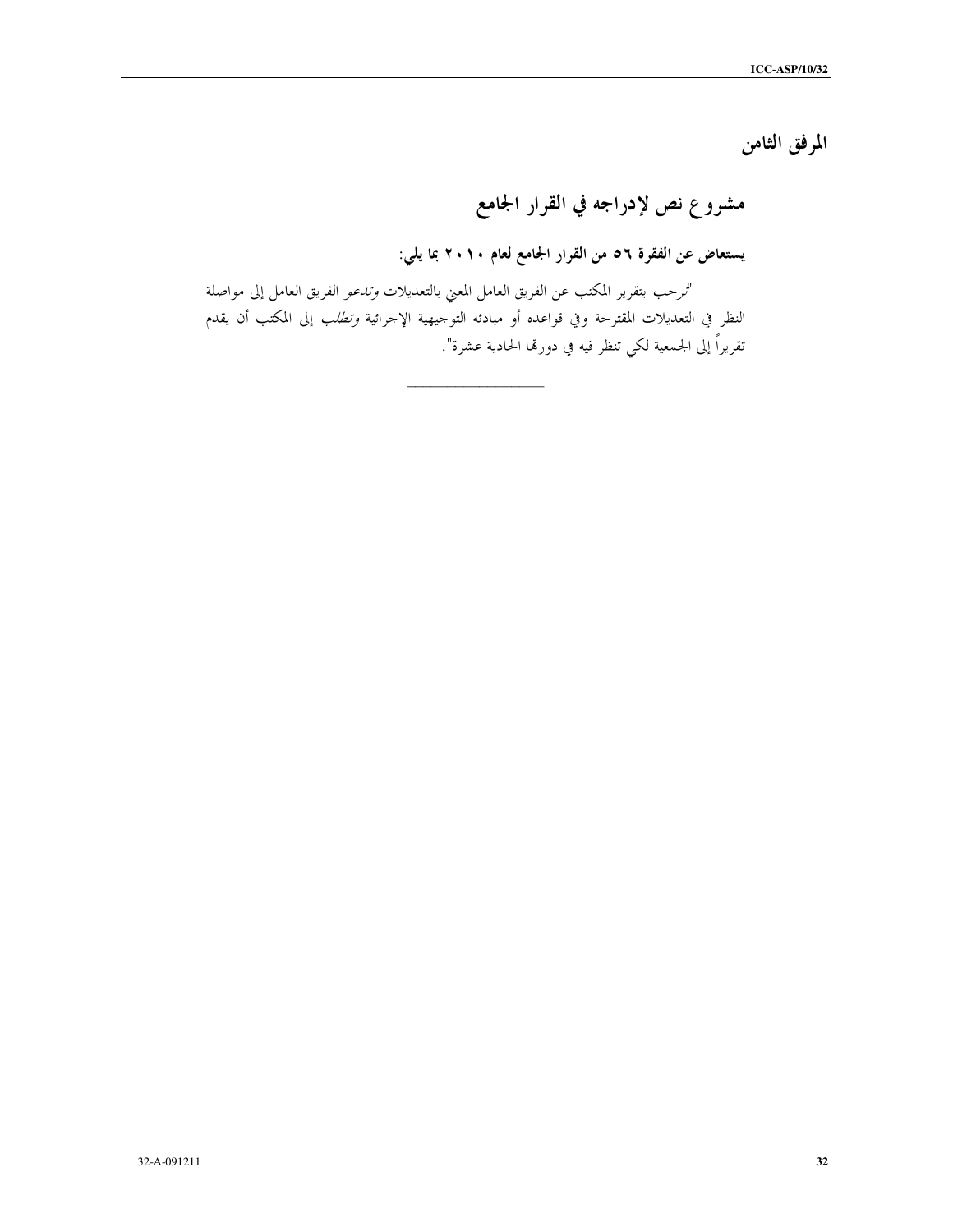# المرفق الثامن

## مشروع نص لإدراجه في القرار الجامع

**يستعاض عن الفقرة ٥٦ من القرار الجامع لعام ٢٠١٠ بما يلي:**

"*ترحب* بتقرير المكتب عن الفريق العامل المعني بالتعديلات *وتدعو* الفريق العامل إلى مواصلة النظر في التعديلات المقترحة وفي قواعده أو مبادئه التوجيهية الإجرائية *وتطلب* إلى المكتب أن يقدم تقريراً إلى الجمعية لكي تنظر فيه في دورتها الحادية عشرة".

---